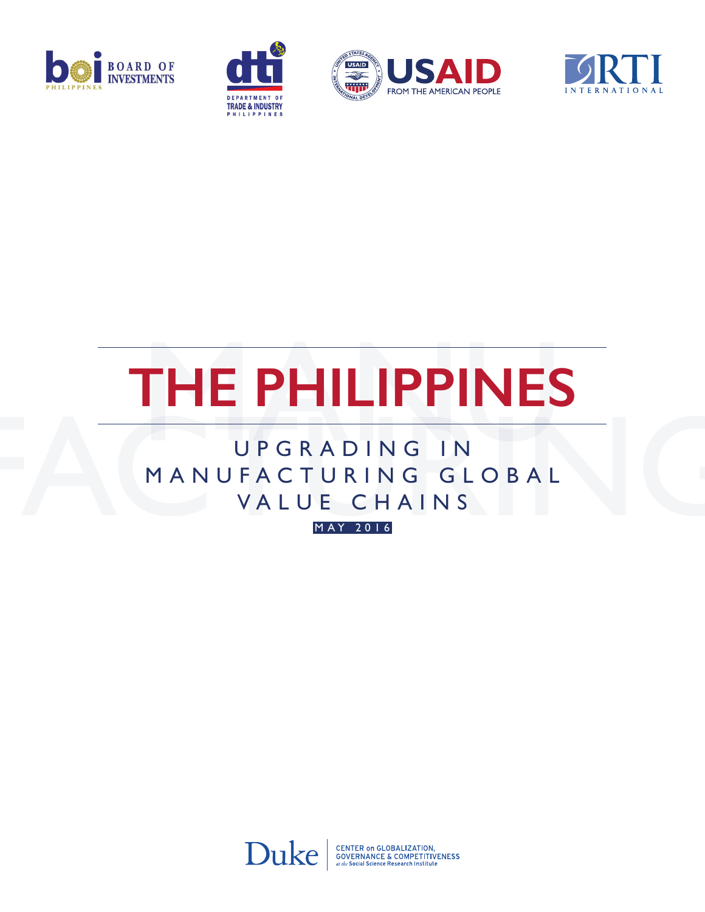BOARD OF INVESTMENTS PHILIPPINES

DEPARTMENT OF TRADE & INDUSTRY PHILIPPINES

USAID FROM THE AMERICAN PEOPLE

RTI INTERNATIONAL

# THE PHILIPPINES

## UPGRADING IN MANUFACTURING GLOBAL VALUE CHAINS

MAY 2016

Duke CENTER on GLOBALIZATION, GOVERNANCE & COMPETITIVENESS *at the* Social Science Research Institute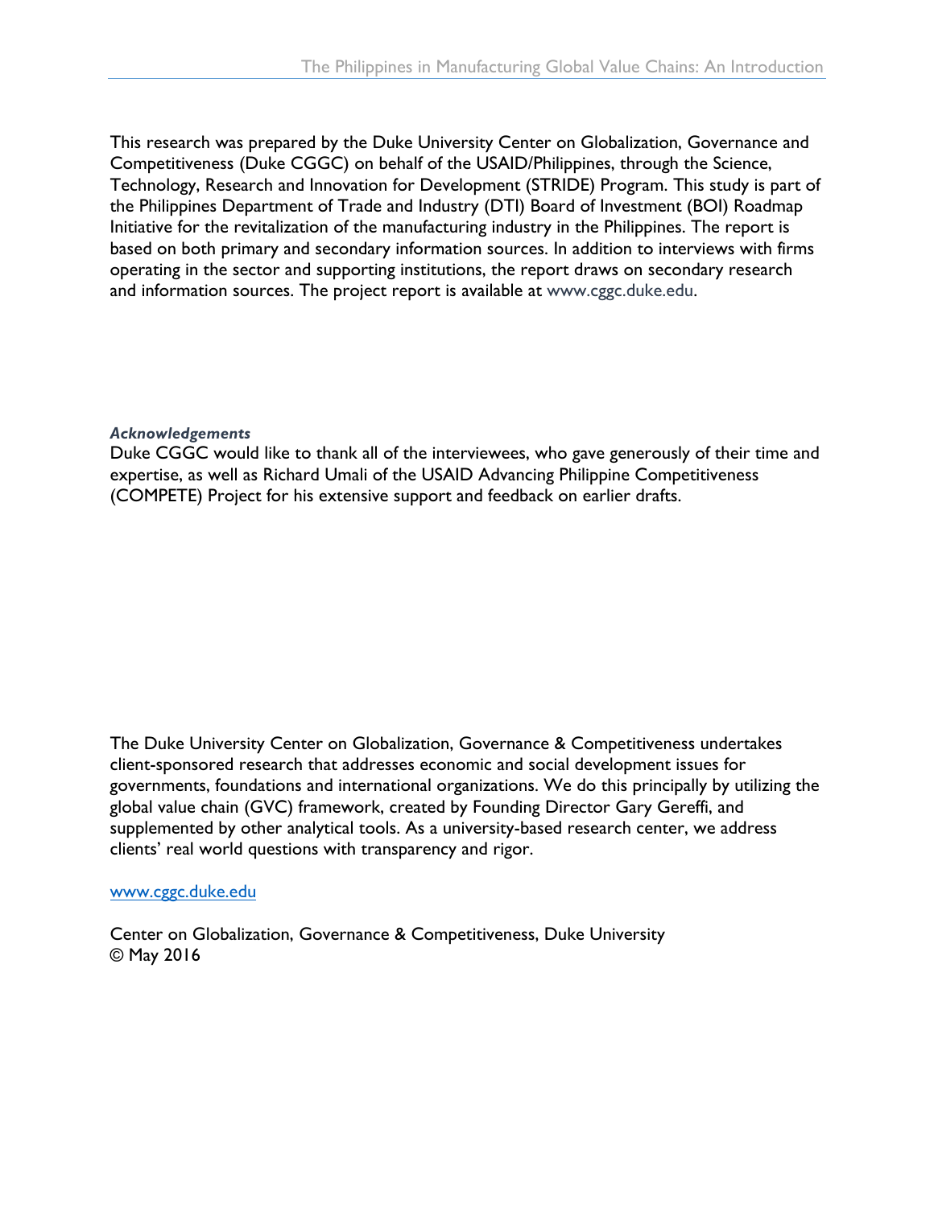This research was prepared by the Duke University Center on Globalization, Governance and Competitiveness (Duke CGGC) on behalf of the USAID/Philippines, through the Science, Technology, Research and Innovation for Development (STRIDE) Program. This study is part of the Philippines Department of Trade and Industry (DTI) Board of Investment (BOI) Roadmap Initiative for the revitalization of the manufacturing industry in the Philippines. The report is based on both primary and secondary information sources. In addition to interviews with firms operating in the sector and supporting institutions, the report draws on secondary research and information sources. The project report is available at www.cggc.duke.edu.

***Acknowledgements***

Duke CGGC would like to thank all of the interviewees, who gave generously of their time and expertise, as well as Richard Umali of the USAID Advancing Philippine Competitiveness (COMPETE) Project for his extensive support and feedback on earlier drafts.

The Duke University Center on Globalization, Governance & Competitiveness undertakes client-sponsored research that addresses economic and social development issues for governments, foundations and international organizations. We do this principally by utilizing the global value chain (GVC) framework, created by Founding Director Gary Gereffi, and supplemented by other analytical tools. As a university-based research center, we address clients' real world questions with transparency and rigor.

www.cggc.duke.edu

Center on Globalization, Governance & Competitiveness, Duke University
© May 2016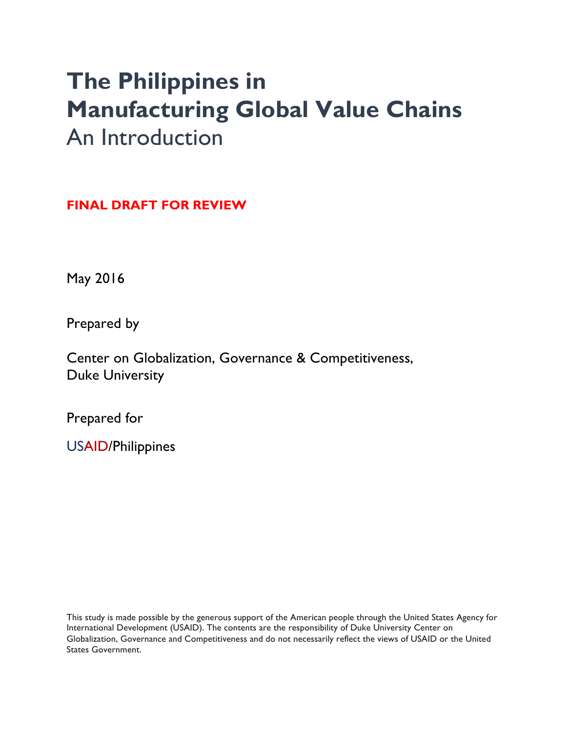# The Philippines in Manufacturing Global Value Chains

An Introduction

**FINAL DRAFT FOR REVIEW**

May 2016

Prepared by

Center on Globalization, Governance & Competitiveness,
Duke University

Prepared for

USAID/Philippines

This study is made possible by the generous support of the American people through the United States Agency for International Development (USAID). The contents are the responsibility of Duke University Center on Globalization, Governance and Competitiveness and do not necessarily reflect the views of USAID or the United States Government.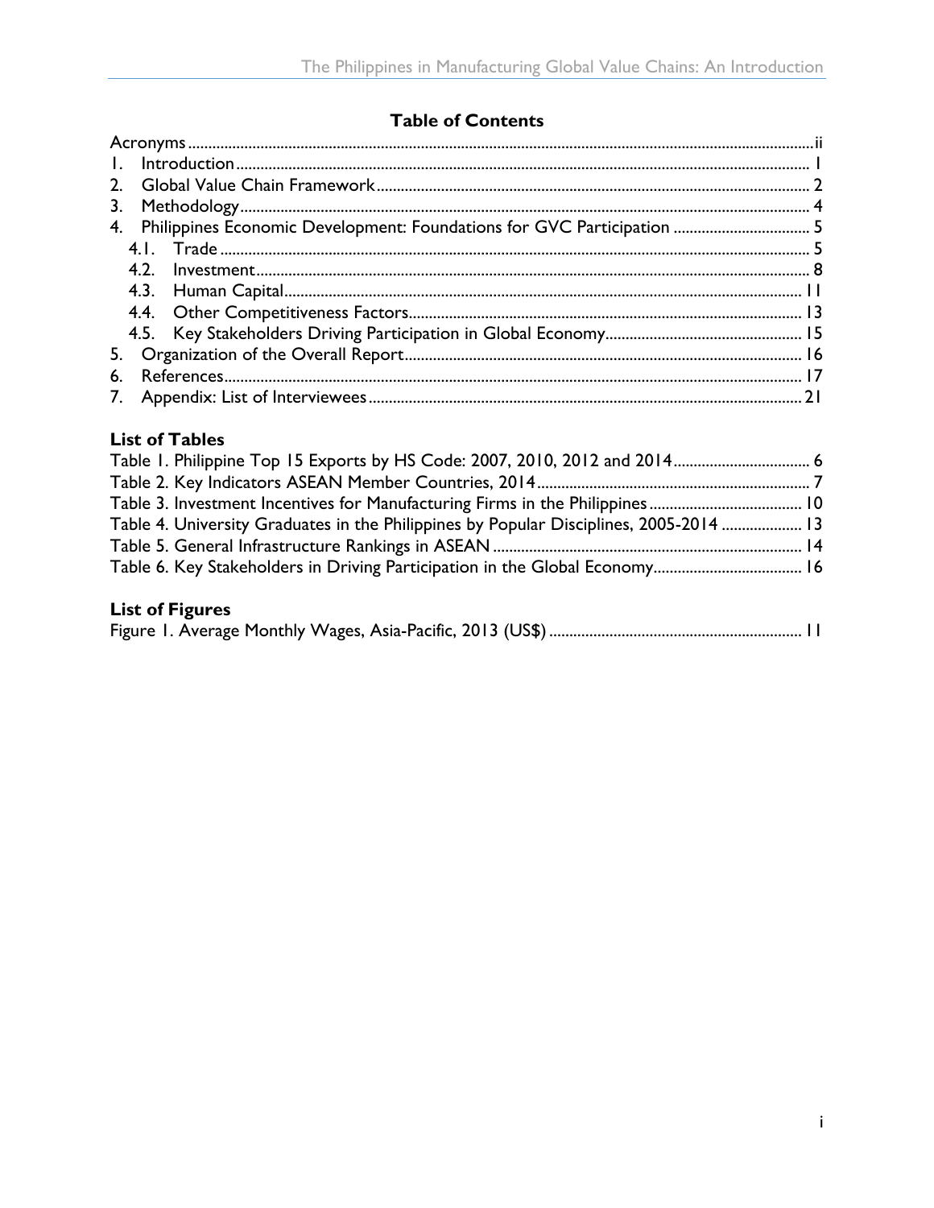## Table of Contents

Acronyms ..... ii
1. Introduction ..... 1
2. Global Value Chain Framework ..... 2
3. Methodology ..... 4
4. Philippines Economic Development: Foundations for GVC Participation ..... 5
   - 4.1. Trade ..... 5
   - 4.2. Investment ..... 8
   - 4.3. Human Capital ..... 11
   - 4.4. Other Competitiveness Factors ..... 13
   - 4.5. Key Stakeholders Driving Participation in Global Economy ..... 15
5. Organization of the Overall Report ..... 16
6. References ..... 17
7. Appendix: List of Interviewees ..... 21

### List of Tables

Table 1. Philippine Top 15 Exports by HS Code: 2007, 2010, 2012 and 2014 ..... 6
Table 2. Key Indicators ASEAN Member Countries, 2014 ..... 7
Table 3. Investment Incentives for Manufacturing Firms in the Philippines ..... 10
Table 4. University Graduates in the Philippines by Popular Disciplines, 2005-2014 ..... 13
Table 5. General Infrastructure Rankings in ASEAN ..... 14
Table 6. Key Stakeholders in Driving Participation in the Global Economy ..... 16

### List of Figures

Figure 1. Average Monthly Wages, Asia-Pacific, 2013 (US$) ..... 11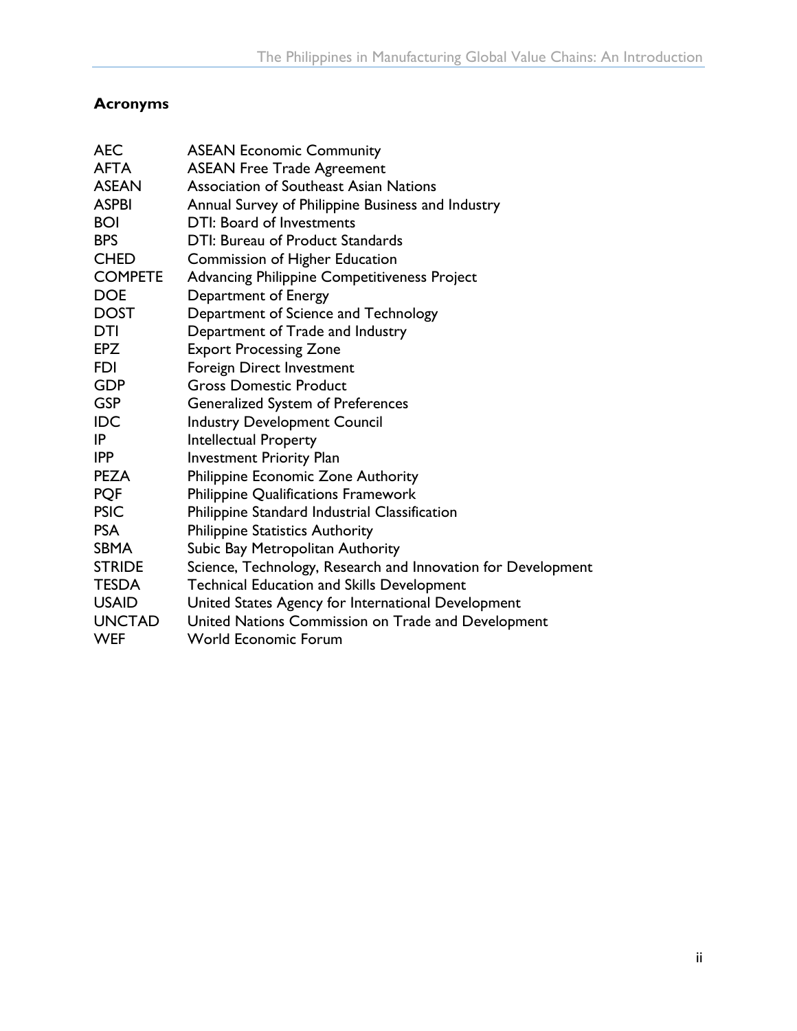## Acronyms

| | |
|---|---|
| AEC | ASEAN Economic Community |
| AFTA | ASEAN Free Trade Agreement |
| ASEAN | Association of Southeast Asian Nations |
| ASPBI | Annual Survey of Philippine Business and Industry |
| BOI | DTI: Board of Investments |
| BPS | DTI: Bureau of Product Standards |
| CHED | Commission of Higher Education |
| COMPETE | Advancing Philippine Competitiveness Project |
| DOE | Department of Energy |
| DOST | Department of Science and Technology |
| DTI | Department of Trade and Industry |
| EPZ | Export Processing Zone |
| FDI | Foreign Direct Investment |
| GDP | Gross Domestic Product |
| GSP | Generalized System of Preferences |
| IDC | Industry Development Council |
| IP | Intellectual Property |
| IPP | Investment Priority Plan |
| PEZA | Philippine Economic Zone Authority |
| PQF | Philippine Qualifications Framework |
| PSIC | Philippine Standard Industrial Classification |
| PSA | Philippine Statistics Authority |
| SBMA | Subic Bay Metropolitan Authority |
| STRIDE | Science, Technology, Research and Innovation for Development |
| TESDA | Technical Education and Skills Development |
| USAID | United States Agency for International Development |
| UNCTAD | United Nations Commission on Trade and Development |
| WEF | World Economic Forum |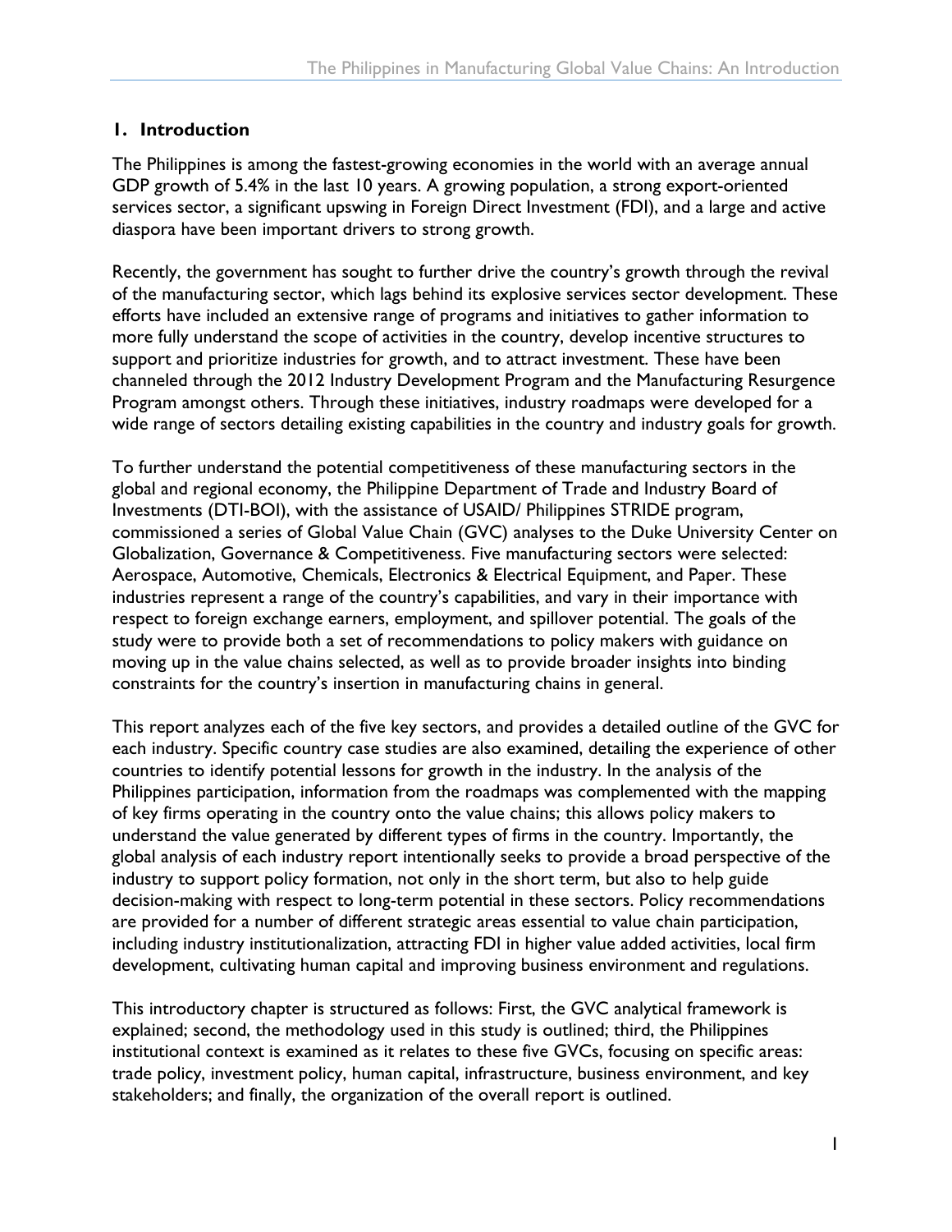## 1. Introduction

The Philippines is among the fastest-growing economies in the world with an average annual GDP growth of 5.4% in the last 10 years. A growing population, a strong export-oriented services sector, a significant upswing in Foreign Direct Investment (FDI), and a large and active diaspora have been important drivers to strong growth.

Recently, the government has sought to further drive the country's growth through the revival of the manufacturing sector, which lags behind its explosive services sector development. These efforts have included an extensive range of programs and initiatives to gather information to more fully understand the scope of activities in the country, develop incentive structures to support and prioritize industries for growth, and to attract investment. These have been channeled through the 2012 Industry Development Program and the Manufacturing Resurgence Program amongst others. Through these initiatives, industry roadmaps were developed for a wide range of sectors detailing existing capabilities in the country and industry goals for growth.

To further understand the potential competitiveness of these manufacturing sectors in the global and regional economy, the Philippine Department of Trade and Industry Board of Investments (DTI-BOI), with the assistance of USAID/ Philippines STRIDE program, commissioned a series of Global Value Chain (GVC) analyses to the Duke University Center on Globalization, Governance & Competitiveness. Five manufacturing sectors were selected: Aerospace, Automotive, Chemicals, Electronics & Electrical Equipment, and Paper. These industries represent a range of the country's capabilities, and vary in their importance with respect to foreign exchange earners, employment, and spillover potential. The goals of the study were to provide both a set of recommendations to policy makers with guidance on moving up in the value chains selected, as well as to provide broader insights into binding constraints for the country's insertion in manufacturing chains in general.

This report analyzes each of the five key sectors, and provides a detailed outline of the GVC for each industry. Specific country case studies are also examined, detailing the experience of other countries to identify potential lessons for growth in the industry. In the analysis of the Philippines participation, information from the roadmaps was complemented with the mapping of key firms operating in the country onto the value chains; this allows policy makers to understand the value generated by different types of firms in the country. Importantly, the global analysis of each industry report intentionally seeks to provide a broad perspective of the industry to support policy formation, not only in the short term, but also to help guide decision-making with respect to long-term potential in these sectors. Policy recommendations are provided for a number of different strategic areas essential to value chain participation, including industry institutionalization, attracting FDI in higher value added activities, local firm development, cultivating human capital and improving business environment and regulations.

This introductory chapter is structured as follows: First, the GVC analytical framework is explained; second, the methodology used in this study is outlined; third, the Philippines institutional context is examined as it relates to these five GVCs, focusing on specific areas: trade policy, investment policy, human capital, infrastructure, business environment, and key stakeholders; and finally, the organization of the overall report is outlined.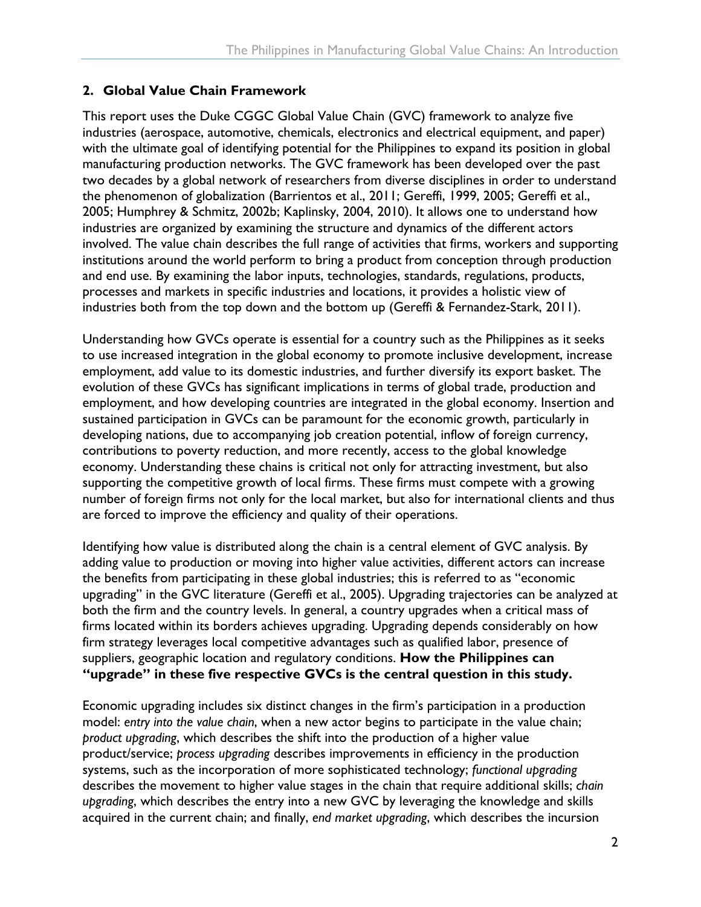## 2. Global Value Chain Framework

This report uses the Duke CGGC Global Value Chain (GVC) framework to analyze five industries (aerospace, automotive, chemicals, electronics and electrical equipment, and paper) with the ultimate goal of identifying potential for the Philippines to expand its position in global manufacturing production networks. The GVC framework has been developed over the past two decades by a global network of researchers from diverse disciplines in order to understand the phenomenon of globalization (Barrientos et al., 2011; Gereffi, 1999, 2005; Gereffi et al., 2005; Humphrey & Schmitz, 2002b; Kaplinsky, 2004, 2010). It allows one to understand how industries are organized by examining the structure and dynamics of the different actors involved. The value chain describes the full range of activities that firms, workers and supporting institutions around the world perform to bring a product from conception through production and end use. By examining the labor inputs, technologies, standards, regulations, products, processes and markets in specific industries and locations, it provides a holistic view of industries both from the top down and the bottom up (Gereffi & Fernandez-Stark, 2011).

Understanding how GVCs operate is essential for a country such as the Philippines as it seeks to use increased integration in the global economy to promote inclusive development, increase employment, add value to its domestic industries, and further diversify its export basket. The evolution of these GVCs has significant implications in terms of global trade, production and employment, and how developing countries are integrated in the global economy. Insertion and sustained participation in GVCs can be paramount for the economic growth, particularly in developing nations, due to accompanying job creation potential, inflow of foreign currency, contributions to poverty reduction, and more recently, access to the global knowledge economy. Understanding these chains is critical not only for attracting investment, but also supporting the competitive growth of local firms. These firms must compete with a growing number of foreign firms not only for the local market, but also for international clients and thus are forced to improve the efficiency and quality of their operations.

Identifying how value is distributed along the chain is a central element of GVC analysis. By adding value to production or moving into higher value activities, different actors can increase the benefits from participating in these global industries; this is referred to as "economic upgrading" in the GVC literature (Gereffi et al., 2005). Upgrading trajectories can be analyzed at both the firm and the country levels. In general, a country upgrades when a critical mass of firms located within its borders achieves upgrading. Upgrading depends considerably on how firm strategy leverages local competitive advantages such as qualified labor, presence of suppliers, geographic location and regulatory conditions. **How the Philippines can "upgrade" in these five respective GVCs is the central question in this study.**

Economic upgrading includes six distinct changes in the firm's participation in a production model: *entry into the value chain*, when a new actor begins to participate in the value chain; *product upgrading*, which describes the shift into the production of a higher value product/service; *process upgrading* describes improvements in efficiency in the production systems, such as the incorporation of more sophisticated technology; *functional upgrading* describes the movement to higher value stages in the chain that require additional skills; *chain upgrading*, which describes the entry into a new GVC by leveraging the knowledge and skills acquired in the current chain; and finally, *end market upgrading*, which describes the incursion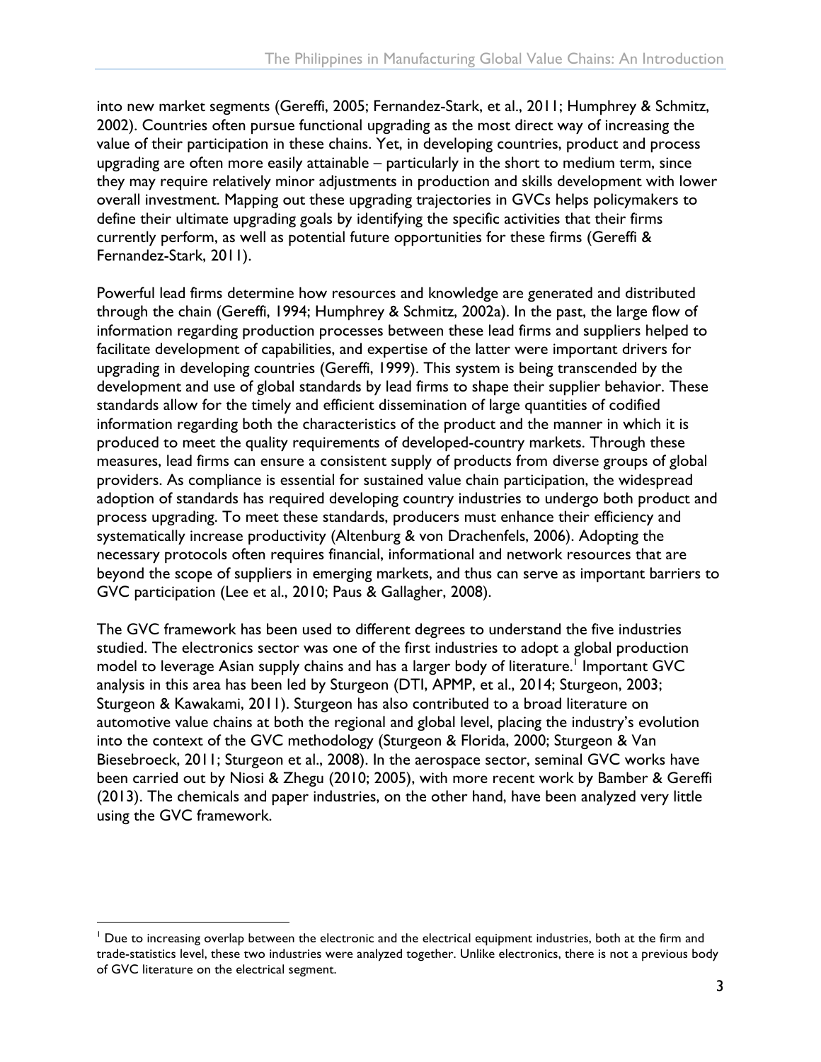into new market segments (Gereffi, 2005; Fernandez-Stark, et al., 2011; Humphrey & Schmitz, 2002). Countries often pursue functional upgrading as the most direct way of increasing the value of their participation in these chains. Yet, in developing countries, product and process upgrading are often more easily attainable – particularly in the short to medium term, since they may require relatively minor adjustments in production and skills development with lower overall investment. Mapping out these upgrading trajectories in GVCs helps policymakers to define their ultimate upgrading goals by identifying the specific activities that their firms currently perform, as well as potential future opportunities for these firms (Gereffi & Fernandez-Stark, 2011).

Powerful lead firms determine how resources and knowledge are generated and distributed through the chain (Gereffi, 1994; Humphrey & Schmitz, 2002a). In the past, the large flow of information regarding production processes between these lead firms and suppliers helped to facilitate development of capabilities, and expertise of the latter were important drivers for upgrading in developing countries (Gereffi, 1999). This system is being transcended by the development and use of global standards by lead firms to shape their supplier behavior. These standards allow for the timely and efficient dissemination of large quantities of codified information regarding both the characteristics of the product and the manner in which it is produced to meet the quality requirements of developed-country markets. Through these measures, lead firms can ensure a consistent supply of products from diverse groups of global providers. As compliance is essential for sustained value chain participation, the widespread adoption of standards has required developing country industries to undergo both product and process upgrading. To meet these standards, producers must enhance their efficiency and systematically increase productivity (Altenburg & von Drachenfels, 2006). Adopting the necessary protocols often requires financial, informational and network resources that are beyond the scope of suppliers in emerging markets, and thus can serve as important barriers to GVC participation (Lee et al., 2010; Paus & Gallagher, 2008).

The GVC framework has been used to different degrees to understand the five industries studied. The electronics sector was one of the first industries to adopt a global production model to leverage Asian supply chains and has a larger body of literature.[1] Important GVC analysis in this area has been led by Sturgeon (DTI, APMP, et al., 2014; Sturgeon, 2003; Sturgeon & Kawakami, 2011). Sturgeon has also contributed to a broad literature on automotive value chains at both the regional and global level, placing the industry's evolution into the context of the GVC methodology (Sturgeon & Florida, 2000; Sturgeon & Van Biesebroeck, 2011; Sturgeon et al., 2008). In the aerospace sector, seminal GVC works have been carried out by Niosi & Zhegu (2010; 2005), with more recent work by Bamber & Gereffi (2013). The chemicals and paper industries, on the other hand, have been analyzed very little using the GVC framework.

[1] Due to increasing overlap between the electronic and the electrical equipment industries, both at the firm and trade-statistics level, these two industries were analyzed together. Unlike electronics, there is not a previous body of GVC literature on the electrical segment.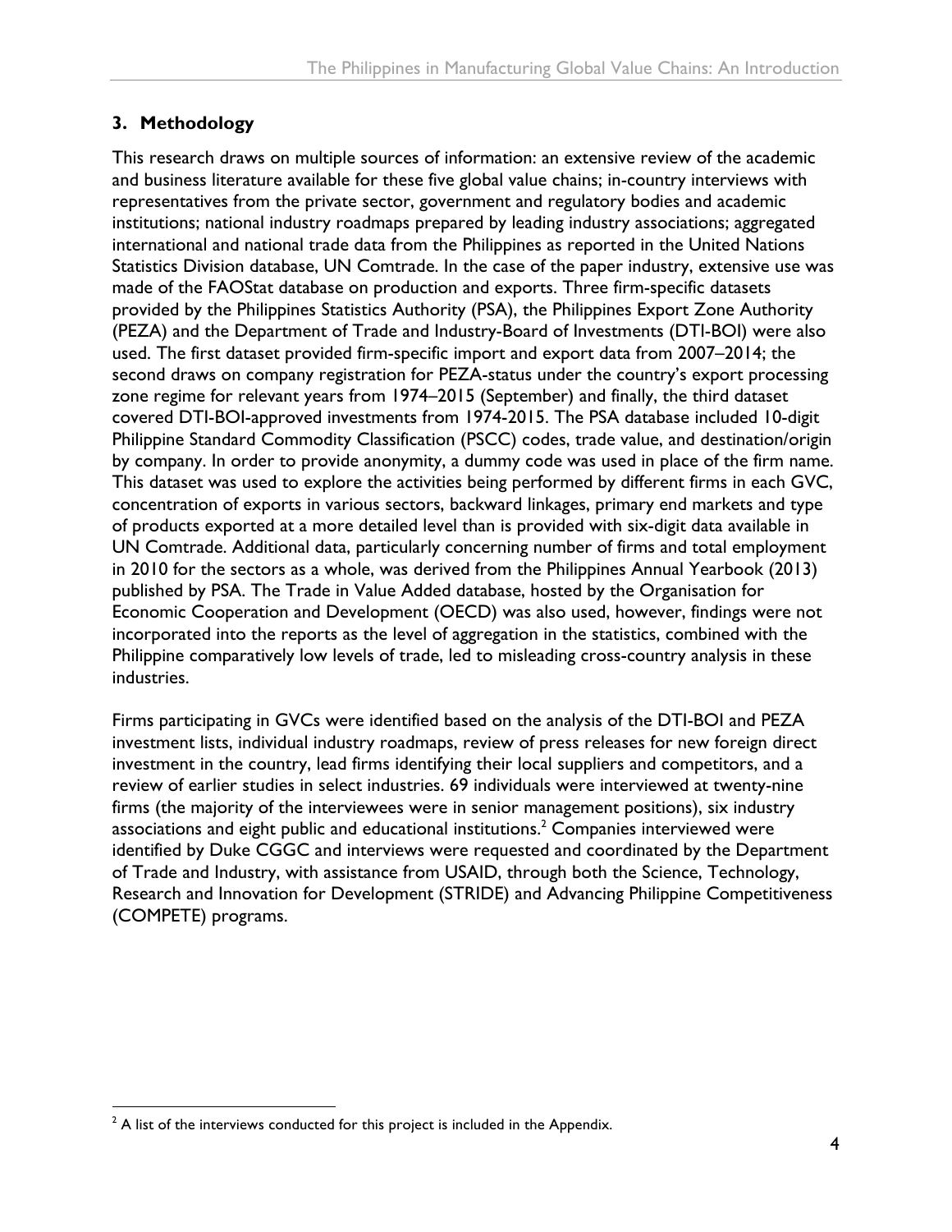## 3. Methodology

This research draws on multiple sources of information: an extensive review of the academic and business literature available for these five global value chains; in-country interviews with representatives from the private sector, government and regulatory bodies and academic institutions; national industry roadmaps prepared by leading industry associations; aggregated international and national trade data from the Philippines as reported in the United Nations Statistics Division database, UN Comtrade. In the case of the paper industry, extensive use was made of the FAOStat database on production and exports. Three firm-specific datasets provided by the Philippines Statistics Authority (PSA), the Philippines Export Zone Authority (PEZA) and the Department of Trade and Industry-Board of Investments (DTI-BOI) were also used. The first dataset provided firm-specific import and export data from 2007–2014; the second draws on company registration for PEZA-status under the country's export processing zone regime for relevant years from 1974–2015 (September) and finally, the third dataset covered DTI-BOI-approved investments from 1974-2015. The PSA database included 10-digit Philippine Standard Commodity Classification (PSCC) codes, trade value, and destination/origin by company. In order to provide anonymity, a dummy code was used in place of the firm name. This dataset was used to explore the activities being performed by different firms in each GVC, concentration of exports in various sectors, backward linkages, primary end markets and type of products exported at a more detailed level than is provided with six-digit data available in UN Comtrade. Additional data, particularly concerning number of firms and total employment in 2010 for the sectors as a whole, was derived from the Philippines Annual Yearbook (2013) published by PSA. The Trade in Value Added database, hosted by the Organisation for Economic Cooperation and Development (OECD) was also used, however, findings were not incorporated into the reports as the level of aggregation in the statistics, combined with the Philippine comparatively low levels of trade, led to misleading cross-country analysis in these industries.

Firms participating in GVCs were identified based on the analysis of the DTI-BOI and PEZA investment lists, individual industry roadmaps, review of press releases for new foreign direct investment in the country, lead firms identifying their local suppliers and competitors, and a review of earlier studies in select industries. 69 individuals were interviewed at twenty-nine firms (the majority of the interviewees were in senior management positions), six industry associations and eight public and educational institutions.[2] Companies interviewed were identified by Duke CGGC and interviews were requested and coordinated by the Department of Trade and Industry, with assistance from USAID, through both the Science, Technology, Research and Innovation for Development (STRIDE) and Advancing Philippine Competitiveness (COMPETE) programs.

[2] A list of the interviews conducted for this project is included in the Appendix.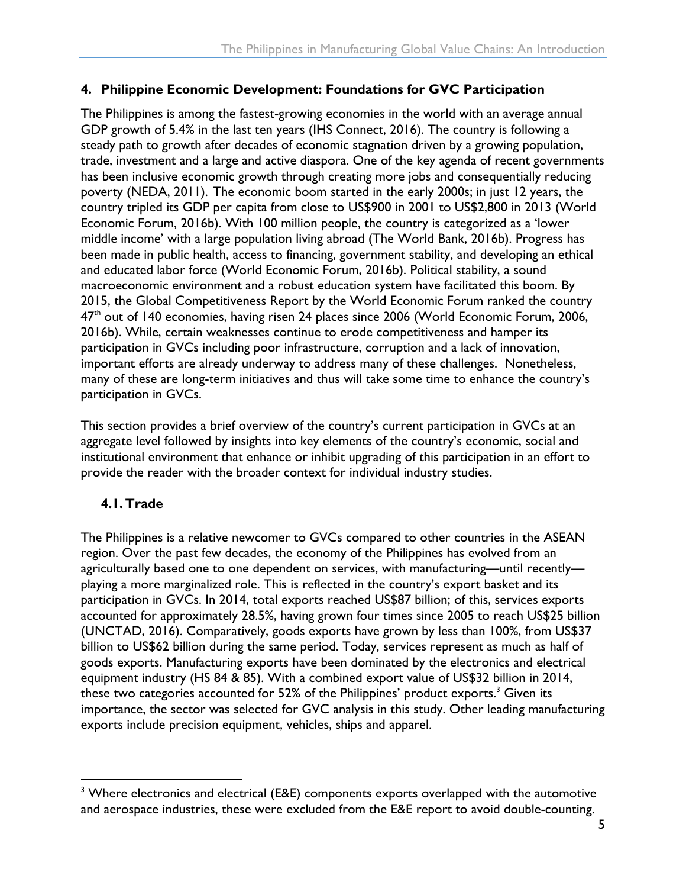## 4. Philippine Economic Development: Foundations for GVC Participation

The Philippines is among the fastest-growing economies in the world with an average annual GDP growth of 5.4% in the last ten years (IHS Connect, 2016). The country is following a steady path to growth after decades of economic stagnation driven by a growing population, trade, investment and a large and active diaspora. One of the key agenda of recent governments has been inclusive economic growth through creating more jobs and consequentially reducing poverty (NEDA, 2011). The economic boom started in the early 2000s; in just 12 years, the country tripled its GDP per capita from close to US$900 in 2001 to US$2,800 in 2013 (World Economic Forum, 2016b). With 100 million people, the country is categorized as a 'lower middle income' with a large population living abroad (The World Bank, 2016b). Progress has been made in public health, access to financing, government stability, and developing an ethical and educated labor force (World Economic Forum, 2016b). Political stability, a sound macroeconomic environment and a robust education system have facilitated this boom. By 2015, the Global Competitiveness Report by the World Economic Forum ranked the country 47th out of 140 economies, having risen 24 places since 2006 (World Economic Forum, 2006, 2016b). While, certain weaknesses continue to erode competitiveness and hamper its participation in GVCs including poor infrastructure, corruption and a lack of innovation, important efforts are already underway to address many of these challenges. Nonetheless, many of these are long-term initiatives and thus will take some time to enhance the country's participation in GVCs.

This section provides a brief overview of the country's current participation in GVCs at an aggregate level followed by insights into key elements of the country's economic, social and institutional environment that enhance or inhibit upgrading of this participation in an effort to provide the reader with the broader context for individual industry studies.

### 4.1. Trade

The Philippines is a relative newcomer to GVCs compared to other countries in the ASEAN region. Over the past few decades, the economy of the Philippines has evolved from an agriculturally based one to one dependent on services, with manufacturing—until recently—playing a more marginalized role. This is reflected in the country's export basket and its participation in GVCs. In 2014, total exports reached US$87 billion; of this, services exports accounted for approximately 28.5%, having grown four times since 2005 to reach US$25 billion (UNCTAD, 2016). Comparatively, goods exports have grown by less than 100%, from US$37 billion to US$62 billion during the same period. Today, services represent as much as half of goods exports. Manufacturing exports have been dominated by the electronics and electrical equipment industry (HS 84 & 85). With a combined export value of US$32 billion in 2014, these two categories accounted for 52% of the Philippines' product exports.[3] Given its importance, the sector was selected for GVC analysis in this study. Other leading manufacturing exports include precision equipment, vehicles, ships and apparel.

[3] Where electronics and electrical (E&E) components exports overlapped with the automotive and aerospace industries, these were excluded from the E&E report to avoid double-counting.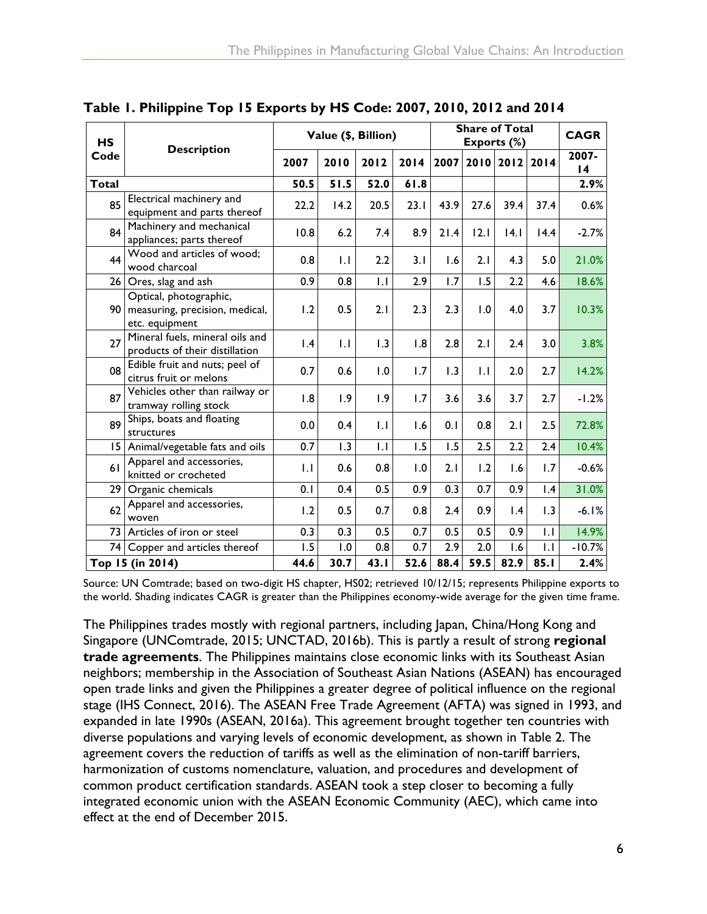**Table 1. Philippine Top 15 Exports by HS Code: 2007, 2010, 2012 and 2014**

| HS Code | Description | Value ($, Billion) | | | | Share of Total Exports (%) | | | | CAGR |
|---|---|---|---|---|---|---|---|---|---|---|
| | | 2007 | 2010 | 2012 | 2014 | 2007 | 2010 | 2012 | 2014 | 2007-14 |
| **Total** | | **50.5** | **51.5** | **52.0** | **61.8** | | | | | **2.9%** |
| 85 | Electrical machinery and equipment and parts thereof | 22.2 | 14.2 | 20.5 | 23.1 | 43.9 | 27.6 | 39.4 | 37.4 | 0.6% |
| 84 | Machinery and mechanical appliances; parts thereof | 10.8 | 6.2 | 7.4 | 8.9 | 21.4 | 12.1 | 14.1 | 14.4 | -2.7% |
| 44 | Wood and articles of wood; wood charcoal | 0.8 | 1.1 | 2.2 | 3.1 | 1.6 | 2.1 | 4.3 | 5.0 | 21.0% |
| 26 | Ores, slag and ash | 0.9 | 0.8 | 1.1 | 2.9 | 1.7 | 1.5 | 2.2 | 4.6 | 18.6% |
| 90 | Optical, photographic, measuring, precision, medical, etc. equipment | 1.2 | 0.5 | 2.1 | 2.3 | 2.3 | 1.0 | 4.0 | 3.7 | 10.3% |
| 27 | Mineral fuels, mineral oils and products of their distillation | 1.4 | 1.1 | 1.3 | 1.8 | 2.8 | 2.1 | 2.4 | 3.0 | 3.8% |
| 08 | Edible fruit and nuts; peel of citrus fruit or melons | 0.7 | 0.6 | 1.0 | 1.7 | 1.3 | 1.1 | 2.0 | 2.7 | 14.2% |
| 87 | Vehicles other than railway or tramway rolling stock | 1.8 | 1.9 | 1.9 | 1.7 | 3.6 | 3.6 | 3.7 | 2.7 | -1.2% |
| 89 | Ships, boats and floating structures | 0.0 | 0.4 | 1.1 | 1.6 | 0.1 | 0.8 | 2.1 | 2.5 | 72.8% |
| 15 | Animal/vegetable fats and oils | 0.7 | 1.3 | 1.1 | 1.5 | 1.5 | 2.5 | 2.2 | 2.4 | 10.4% |
| 61 | Apparel and accessories, knitted or crocheted | 1.1 | 0.6 | 0.8 | 1.0 | 2.1 | 1.2 | 1.6 | 1.7 | -0.6% |
| 29 | Organic chemicals | 0.1 | 0.4 | 0.5 | 0.9 | 0.3 | 0.7 | 0.9 | 1.4 | 31.0% |
| 62 | Apparel and accessories, woven | 1.2 | 0.5 | 0.7 | 0.8 | 2.4 | 0.9 | 1.4 | 1.3 | -6.1% |
| 73 | Articles of iron or steel | 0.3 | 0.3 | 0.5 | 0.7 | 0.5 | 0.5 | 0.9 | 1.1 | 14.9% |
| 74 | Copper and articles thereof | 1.5 | 1.0 | 0.8 | 0.7 | 2.9 | 2.0 | 1.6 | 1.1 | -10.7% |
| **Top 15 (in 2014)** | | **44.6** | **30.7** | **43.1** | **52.6** | **88.4** | **59.5** | **82.9** | **85.1** | **2.4%** |

Source: UN Comtrade; based on two-digit HS chapter, HS02; retrieved 10/12/15; represents Philippine exports to the world. Shading indicates CAGR is greater than the Philippines economy-wide average for the given time frame.

The Philippines trades mostly with regional partners, including Japan, China/Hong Kong and Singapore (UNComtrade, 2015; UNCTAD, 2016b). This is partly a result of strong **regional trade agreements**. The Philippines maintains close economic links with its Southeast Asian neighbors; membership in the Association of Southeast Asian Nations (ASEAN) has encouraged open trade links and given the Philippines a greater degree of political influence on the regional stage (IHS Connect, 2016). The ASEAN Free Trade Agreement (AFTA) was signed in 1993, and expanded in late 1990s (ASEAN, 2016a). This agreement brought together ten countries with diverse populations and varying levels of economic development, as shown in Table 2. The agreement covers the reduction of tariffs as well as the elimination of non-tariff barriers, harmonization of customs nomenclature, valuation, and procedures and development of common product certification standards. ASEAN took a step closer to becoming a fully integrated economic union with the ASEAN Economic Community (AEC), which came into effect at the end of December 2015.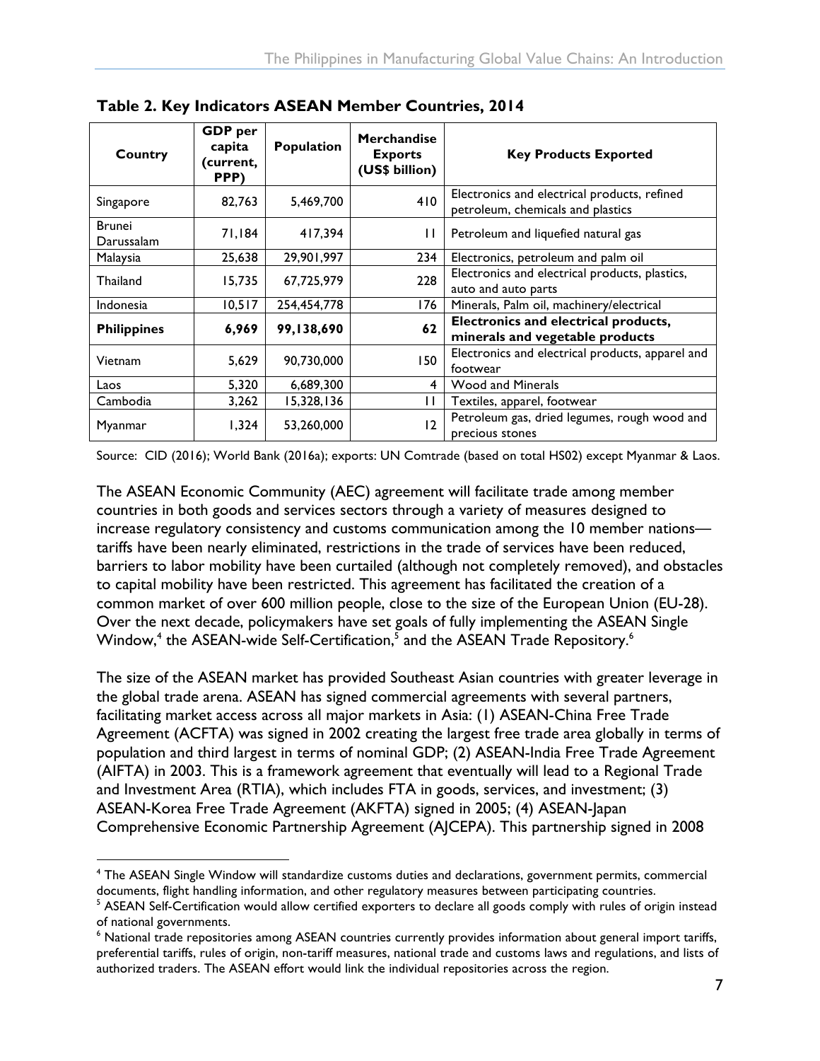**Table 2. Key Indicators ASEAN Member Countries, 2014**

| Country | GDP per capita (current, PPP) | Population | Merchandise Exports (US$ billion) | Key Products Exported |
|---|---|---|---|---|
| Singapore | 82,763 | 5,469,700 | 410 | Electronics and electrical products, refined petroleum, chemicals and plastics |
| Brunei Darussalam | 71,184 | 417,394 | 11 | Petroleum and liquefied natural gas |
| Malaysia | 25,638 | 29,901,997 | 234 | Electronics, petroleum and palm oil |
| Thailand | 15,735 | 67,725,979 | 228 | Electronics and electrical products, plastics, auto and auto parts |
| Indonesia | 10,517 | 254,454,778 | 176 | Minerals, Palm oil, machinery/electrical |
| **Philippines** | **6,969** | **99,138,690** | **62** | **Electronics and electrical products, minerals and vegetable products** |
| Vietnam | 5,629 | 90,730,000 | 150 | Electronics and electrical products, apparel and footwear |
| Laos | 5,320 | 6,689,300 | 4 | Wood and Minerals |
| Cambodia | 3,262 | 15,328,136 | 11 | Textiles, apparel, footwear |
| Myanmar | 1,324 | 53,260,000 | 12 | Petroleum gas, dried legumes, rough wood and precious stones |

Source: CID (2016); World Bank (2016a); exports: UN Comtrade (based on total HS02) except Myanmar & Laos.

The ASEAN Economic Community (AEC) agreement will facilitate trade among member countries in both goods and services sectors through a variety of measures designed to increase regulatory consistency and customs communication among the 10 member nations—tariffs have been nearly eliminated, restrictions in the trade of services have been reduced, barriers to labor mobility have been curtailed (although not completely removed), and obstacles to capital mobility have been restricted. This agreement has facilitated the creation of a common market of over 600 million people, close to the size of the European Union (EU-28). Over the next decade, policymakers have set goals of fully implementing the ASEAN Single Window,[4] the ASEAN-wide Self-Certification,[5] and the ASEAN Trade Repository.[6]

The size of the ASEAN market has provided Southeast Asian countries with greater leverage in the global trade arena. ASEAN has signed commercial agreements with several partners, facilitating market access across all major markets in Asia: (1) ASEAN-China Free Trade Agreement (ACFTA) was signed in 2002 creating the largest free trade area globally in terms of population and third largest in terms of nominal GDP; (2) ASEAN-India Free Trade Agreement (AIFTA) in 2003. This is a framework agreement that eventually will lead to a Regional Trade and Investment Area (RTIA), which includes FTA in goods, services, and investment; (3) ASEAN-Korea Free Trade Agreement (AKFTA) signed in 2005; (4) ASEAN-Japan Comprehensive Economic Partnership Agreement (AJCEPA). This partnership signed in 2008

[4] The ASEAN Single Window will standardize customs duties and declarations, government permits, commercial documents, flight handling information, and other regulatory measures between participating countries.

[5] ASEAN Self-Certification would allow certified exporters to declare all goods comply with rules of origin instead of national governments.

[6] National trade repositories among ASEAN countries currently provides information about general import tariffs, preferential tariffs, rules of origin, non-tariff measures, national trade and customs laws and regulations, and lists of authorized traders. The ASEAN effort would link the individual repositories across the region.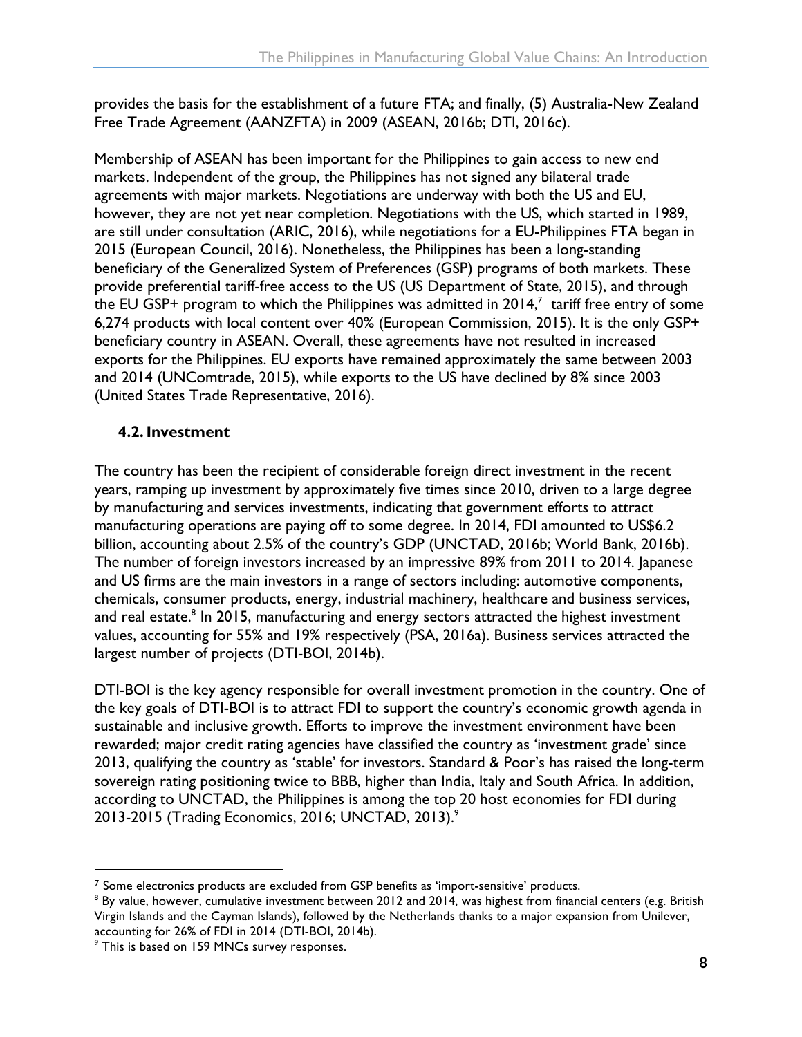provides the basis for the establishment of a future FTA; and finally, (5) Australia-New Zealand Free Trade Agreement (AANZFTA) in 2009 (ASEAN, 2016b; DTI, 2016c).

Membership of ASEAN has been important for the Philippines to gain access to new end markets. Independent of the group, the Philippines has not signed any bilateral trade agreements with major markets. Negotiations are underway with both the US and EU, however, they are not yet near completion. Negotiations with the US, which started in 1989, are still under consultation (ARIC, 2016), while negotiations for a EU-Philippines FTA began in 2015 (European Council, 2016). Nonetheless, the Philippines has been a long-standing beneficiary of the Generalized System of Preferences (GSP) programs of both markets. These provide preferential tariff-free access to the US (US Department of State, 2015), and through the EU GSP+ program to which the Philippines was admitted in 2014,[7] tariff free entry of some 6,274 products with local content over 40% (European Commission, 2015). It is the only GSP+ beneficiary country in ASEAN. Overall, these agreements have not resulted in increased exports for the Philippines. EU exports have remained approximately the same between 2003 and 2014 (UNComtrade, 2015), while exports to the US have declined by 8% since 2003 (United States Trade Representative, 2016).

## 4.2. Investment

The country has been the recipient of considerable foreign direct investment in the recent years, ramping up investment by approximately five times since 2010, driven to a large degree by manufacturing and services investments, indicating that government efforts to attract manufacturing operations are paying off to some degree. In 2014, FDI amounted to US$6.2 billion, accounting about 2.5% of the country's GDP (UNCTAD, 2016b; World Bank, 2016b). The number of foreign investors increased by an impressive 89% from 2011 to 2014. Japanese and US firms are the main investors in a range of sectors including: automotive components, chemicals, consumer products, energy, industrial machinery, healthcare and business services, and real estate.[8] In 2015, manufacturing and energy sectors attracted the highest investment values, accounting for 55% and 19% respectively (PSA, 2016a). Business services attracted the largest number of projects (DTI-BOI, 2014b).

DTI-BOI is the key agency responsible for overall investment promotion in the country. One of the key goals of DTI-BOI is to attract FDI to support the country's economic growth agenda in sustainable and inclusive growth. Efforts to improve the investment environment have been rewarded; major credit rating agencies have classified the country as 'investment grade' since 2013, qualifying the country as 'stable' for investors. Standard & Poor's has raised the long-term sovereign rating positioning twice to BBB, higher than India, Italy and South Africa. In addition, according to UNCTAD, the Philippines is among the top 20 host economies for FDI during 2013-2015 (Trading Economics, 2016; UNCTAD, 2013).[9]

---

[7] Some electronics products are excluded from GSP benefits as 'import-sensitive' products.

[8] By value, however, cumulative investment between 2012 and 2014, was highest from financial centers (e.g. British Virgin Islands and the Cayman Islands), followed by the Netherlands thanks to a major expansion from Unilever, accounting for 26% of FDI in 2014 (DTI-BOI, 2014b).

[9] This is based on 159 MNCs survey responses.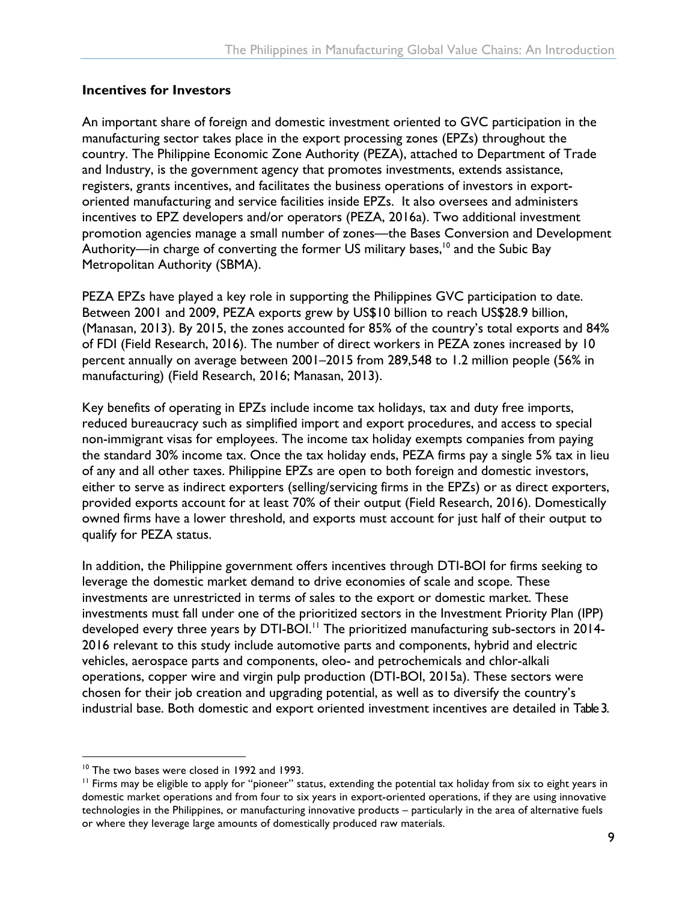### Incentives for Investors

An important share of foreign and domestic investment oriented to GVC participation in the manufacturing sector takes place in the export processing zones (EPZs) throughout the country. The Philippine Economic Zone Authority (PEZA), attached to Department of Trade and Industry, is the government agency that promotes investments, extends assistance, registers, grants incentives, and facilitates the business operations of investors in export-oriented manufacturing and service facilities inside EPZs. It also oversees and administers incentives to EPZ developers and/or operators (PEZA, 2016a). Two additional investment promotion agencies manage a small number of zones—the Bases Conversion and Development Authority—in charge of converting the former US military bases,[10] and the Subic Bay Metropolitan Authority (SBMA).

PEZA EPZs have played a key role in supporting the Philippines GVC participation to date. Between 2001 and 2009, PEZA exports grew by US$10 billion to reach US$28.9 billion, (Manasan, 2013). By 2015, the zones accounted for 85% of the country's total exports and 84% of FDI (Field Research, 2016). The number of direct workers in PEZA zones increased by 10 percent annually on average between 2001–2015 from 289,548 to 1.2 million people (56% in manufacturing) (Field Research, 2016; Manasan, 2013).

Key benefits of operating in EPZs include income tax holidays, tax and duty free imports, reduced bureaucracy such as simplified import and export procedures, and access to special non-immigrant visas for employees. The income tax holiday exempts companies from paying the standard 30% income tax. Once the tax holiday ends, PEZA firms pay a single 5% tax in lieu of any and all other taxes. Philippine EPZs are open to both foreign and domestic investors, either to serve as indirect exporters (selling/servicing firms in the EPZs) or as direct exporters, provided exports account for at least 70% of their output (Field Research, 2016). Domestically owned firms have a lower threshold, and exports must account for just half of their output to qualify for PEZA status.

In addition, the Philippine government offers incentives through DTI-BOI for firms seeking to leverage the domestic market demand to drive economies of scale and scope. These investments are unrestricted in terms of sales to the export or domestic market. These investments must fall under one of the prioritized sectors in the Investment Priority Plan (IPP) developed every three years by DTI-BOI.[11] The prioritized manufacturing sub-sectors in 2014-2016 relevant to this study include automotive parts and components, hybrid and electric vehicles, aerospace parts and components, oleo- and petrochemicals and chlor-alkali operations, copper wire and virgin pulp production (DTI-BOI, 2015a). These sectors were chosen for their job creation and upgrading potential, as well as to diversify the country's industrial base. Both domestic and export oriented investment incentives are detailed in Table 3.

---

[10] The two bases were closed in 1992 and 1993.

[11] Firms may be eligible to apply for "pioneer" status, extending the potential tax holiday from six to eight years in domestic market operations and from four to six years in export-oriented operations, if they are using innovative technologies in the Philippines, or manufacturing innovative products – particularly in the area of alternative fuels or where they leverage large amounts of domestically produced raw materials.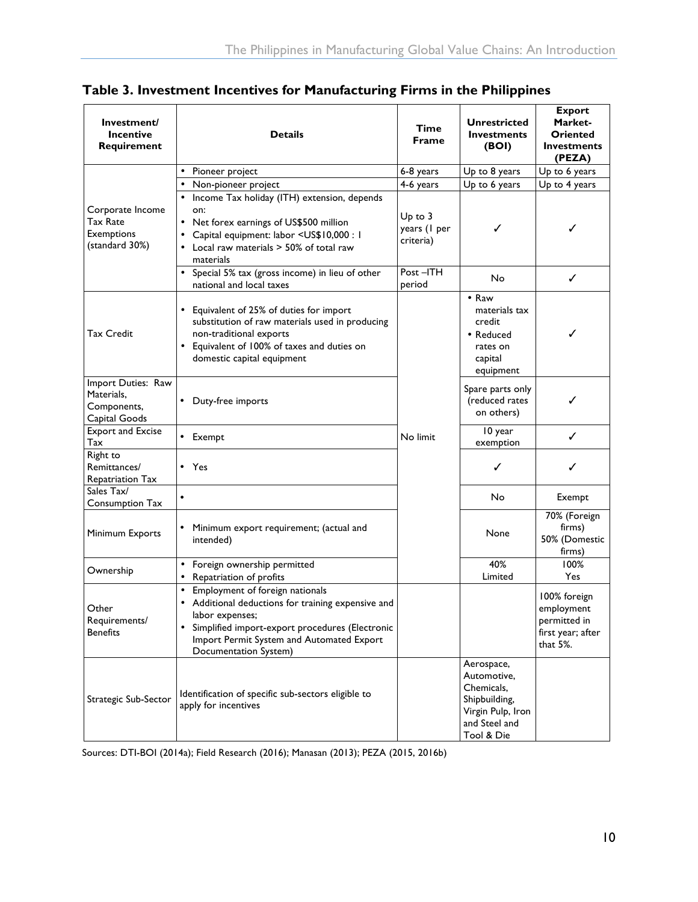## Table 3. Investment Incentives for Manufacturing Firms in the Philippines

| Investment/ Incentive Requirement | Details | Time Frame | Unrestricted Investments (BOI) | Export Market-Oriented Investments (PEZA) |
|---|---|---|---|---|
| Corporate Income Tax Rate Exemptions (standard 30%) | • Pioneer project | 6-8 years | Up to 8 years | Up to 6 years |
| | • Non-pioneer project | 4-6 years | Up to 6 years | Up to 4 years |
| | • Income Tax holiday (ITH) extension, depends on: • Net forex earnings of US$500 million • Capital equipment: labor <US$10,000 : 1 • Local raw materials > 50% of total raw materials | Up to 3 years (1 per criteria) | ✓ | ✓ |
| | • Special 5% tax (gross income) in lieu of other national and local taxes | Post –ITH period | No | ✓ |
| Tax Credit | • Equivalent of 25% of duties for import substitution of raw materials used in producing non-traditional exports • Equivalent of 100% of taxes and duties on domestic capital equipment | No limit | • Raw materials tax credit • Reduced rates on capital equipment | ✓ |
| Import Duties: Raw Materials, Components, Capital Goods | • Duty-free imports | | Spare parts only (reduced rates on others) | ✓ |
| Export and Excise Tax | • Exempt | | 10 year exemption | ✓ |
| Right to Remittances/ Repatriation Tax | • Yes | | ✓ | ✓ |
| Sales Tax/ Consumption Tax | • | | No | Exempt |
| Minimum Exports | • Minimum export requirement; (actual and intended) | | None | 70% (Foreign firms) 50% (Domestic firms) |
| Ownership | • Foreign ownership permitted • Repatriation of profits | | 40% Limited | 100% Yes |
| Other Requirements/ Benefits | • Employment of foreign nationals • Additional deductions for training expensive and labor expenses; • Simplified import-export procedures (Electronic Import Permit System and Automated Export Documentation System) | | | 100% foreign employment permitted in first year; after that 5%. |
| Strategic Sub-Sector | Identification of specific sub-sectors eligible to apply for incentives | | Aerospace, Automotive, Chemicals, Shipbuilding, Virgin Pulp, Iron and Steel and Tool & Die | |

Sources: DTI-BOI (2014a); Field Research (2016); Manasan (2013); PEZA (2015, 2016b)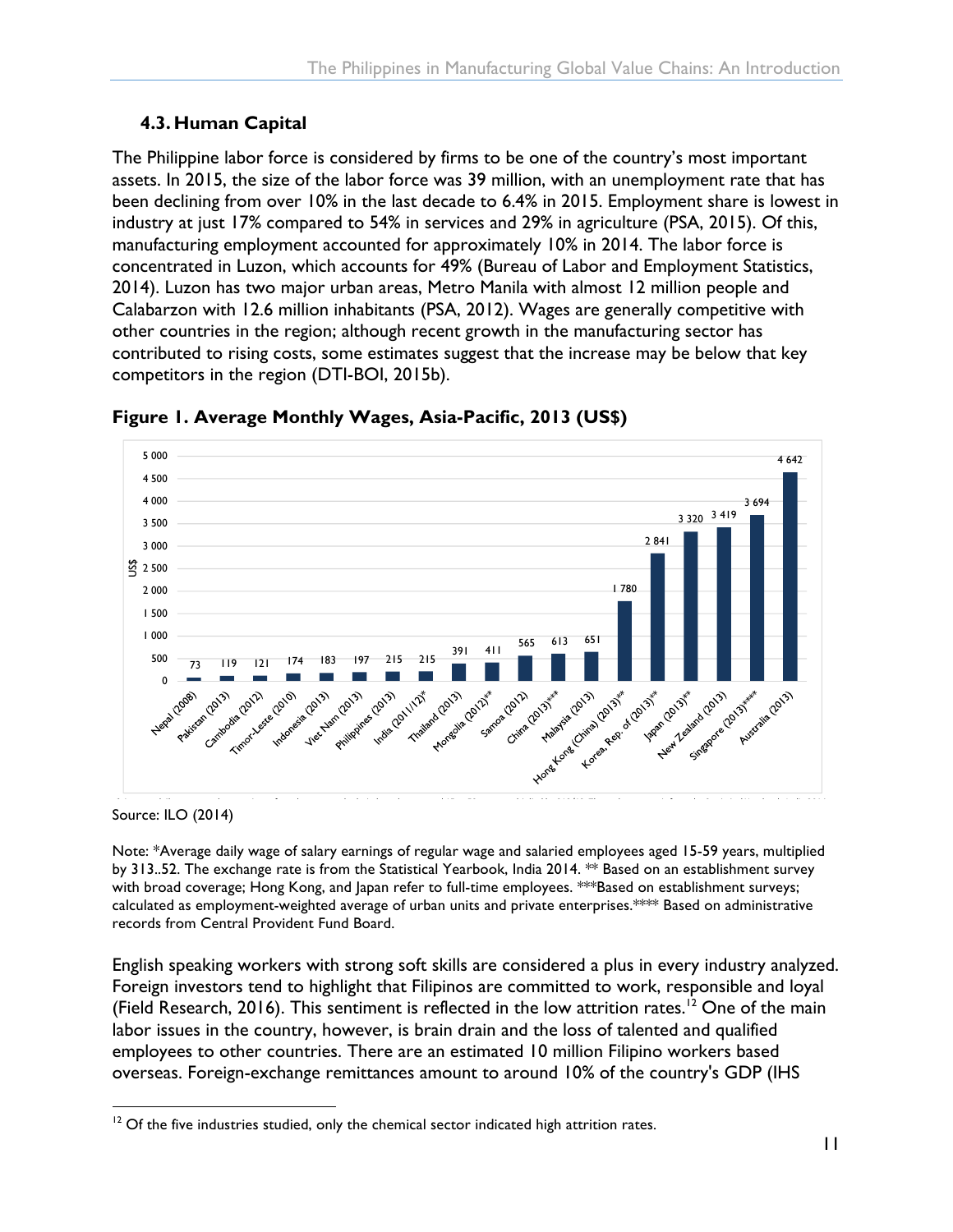### 4.3. Human Capital

The Philippine labor force is considered by firms to be one of the country's most important assets. In 2015, the size of the labor force was 39 million, with an unemployment rate that has been declining from over 10% in the last decade to 6.4% in 2015. Employment share is lowest in industry at just 17% compared to 54% in services and 29% in agriculture (PSA, 2015). Of this, manufacturing employment accounted for approximately 10% in 2014. The labor force is concentrated in Luzon, which accounts for 49% (Bureau of Labor and Employment Statistics, 2014). Luzon has two major urban areas, Metro Manila with almost 12 million people and Calabarzon with 12.6 million inhabitants (PSA, 2012). Wages are generally competitive with other countries in the region; although recent growth in the manufacturing sector has contributed to rising costs, some estimates suggest that the increase may be below that key competitors in the region (DTI-BOI, 2015b).

**Figure 1. Average Monthly Wages, Asia-Pacific, 2013 (US$)**

| Country | US$ |
|---|---|
| Nepal (2008) | 73 |
| Pakistan (2013) | 119 |
| Cambodia (2012) | 121 |
| Timor-Leste (2010) | 174 |
| Indonesia (2013) | 183 |
| Viet Nam (2013) | 197 |
| Philippines (2013) | 215 |
| India (2011/12)* | 215 |
| Thailand (2013) | 391 |
| Mongolia (2012)** | 411 |
| Samoa (2012) | 565 |
| China (2013)*** | 613 |
| Malaysia (2013) | 651 |
| Hong Kong (China) (2013)** | 1 780 |
| Korea, Rep. of (2013)** | 2 841 |
| Japan (2013)** | 3 320 |
| New Zealand (2013) | 3 419 |
| Singapore (2013)**** | 3 694 |
| Australia (2013) | 4 642 |

Source: ILO (2014)

Note: *Average daily wage of salary earnings of regular wage and salaried employees aged 15-59 years, multiplied by 313..52. The exchange rate is from the Statistical Yearbook, India 2014. ** Based on an establishment survey with broad coverage; Hong Kong, and Japan refer to full-time employees. ***Based on establishment surveys; calculated as employment-weighted average of urban units and private enterprises.**** Based on administrative records from Central Provident Fund Board.

English speaking workers with strong soft skills are considered a plus in every industry analyzed. Foreign investors tend to highlight that Filipinos are committed to work, responsible and loyal (Field Research, 2016). This sentiment is reflected in the low attrition rates.[12] One of the main labor issues in the country, however, is brain drain and the loss of talented and qualified employees to other countries. There are an estimated 10 million Filipino workers based overseas. Foreign-exchange remittances amount to around 10% of the country's GDP (IHS

[12] Of the five industries studied, only the chemical sector indicated high attrition rates.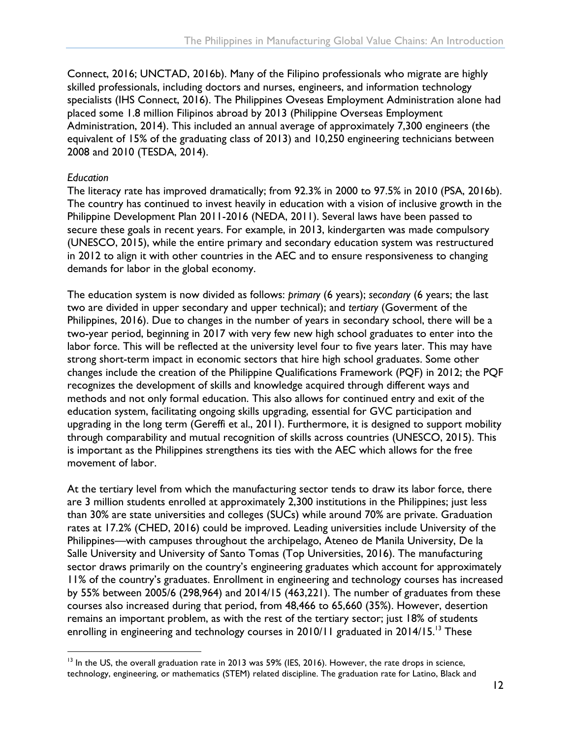Connect, 2016; UNCTAD, 2016b). Many of the Filipino professionals who migrate are highly skilled professionals, including doctors and nurses, engineers, and information technology specialists (IHS Connect, 2016). The Philippines Oveseas Employment Administration alone had placed some 1.8 million Filipinos abroad by 2013 (Philippine Overseas Employment Administration, 2014). This included an annual average of approximately 7,300 engineers (the equivalent of 15% of the graduating class of 2013) and 10,250 engineering technicians between 2008 and 2010 (TESDA, 2014).

*Education*

The literacy rate has improved dramatically; from 92.3% in 2000 to 97.5% in 2010 (PSA, 2016b). The country has continued to invest heavily in education with a vision of inclusive growth in the Philippine Development Plan 2011-2016 (NEDA, 2011). Several laws have been passed to secure these goals in recent years. For example, in 2013, kindergarten was made compulsory (UNESCO, 2015), while the entire primary and secondary education system was restructured in 2012 to align it with other countries in the AEC and to ensure responsiveness to changing demands for labor in the global economy.

The education system is now divided as follows: *primary* (6 years); *secondary* (6 years; the last two are divided in upper secondary and upper technical); and *tertiary* (Goverment of the Philippines, 2016). Due to changes in the number of years in secondary school, there will be a two-year period, beginning in 2017 with very few new high school graduates to enter into the labor force. This will be reflected at the university level four to five years later. This may have strong short-term impact in economic sectors that hire high school graduates. Some other changes include the creation of the Philippine Qualifications Framework (PQF) in 2012; the PQF recognizes the development of skills and knowledge acquired through different ways and methods and not only formal education. This also allows for continued entry and exit of the education system, facilitating ongoing skills upgrading, essential for GVC participation and upgrading in the long term (Gereffi et al., 2011). Furthermore, it is designed to support mobility through comparability and mutual recognition of skills across countries (UNESCO, 2015). This is important as the Philippines strengthens its ties with the AEC which allows for the free movement of labor.

At the tertiary level from which the manufacturing sector tends to draw its labor force, there are 3 million students enrolled at approximately 2,300 institutions in the Philippines; just less than 30% are state universities and colleges (SUCs) while around 70% are private. Graduation rates at 17.2% (CHED, 2016) could be improved. Leading universities include University of the Philippines—with campuses throughout the archipelago, Ateneo de Manila University, De la Salle University and University of Santo Tomas (Top Universities, 2016). The manufacturing sector draws primarily on the country's engineering graduates which account for approximately 11% of the country's graduates. Enrollment in engineering and technology courses has increased by 55% between 2005/6 (298,964) and 2014/15 (463,221). The number of graduates from these courses also increased during that period, from 48,466 to 65,660 (35%). However, desertion remains an important problem, as with the rest of the tertiary sector; just 18% of students enrolling in engineering and technology courses in 2010/11 graduated in 2014/15.[13] These

[13] In the US, the overall graduation rate in 2013 was 59% (IES, 2016). However, the rate drops in science, technology, engineering, or mathematics (STEM) related discipline. The graduation rate for Latino, Black and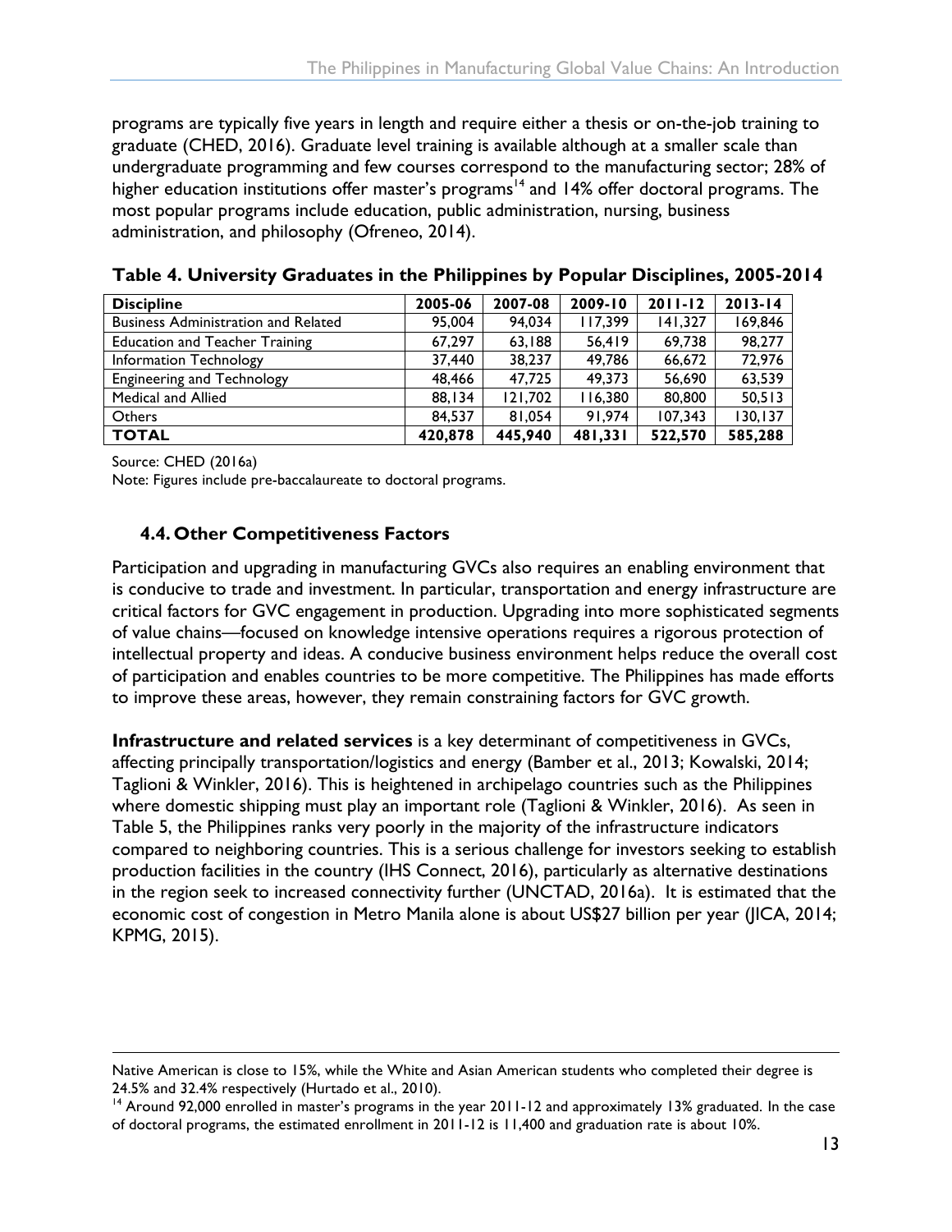programs are typically five years in length and require either a thesis or on-the-job training to graduate (CHED, 2016). Graduate level training is available although at a smaller scale than undergraduate programming and few courses correspond to the manufacturing sector; 28% of higher education institutions offer master's programs[14] and 14% offer doctoral programs. The most popular programs include education, public administration, nursing, business administration, and philosophy (Ofreneo, 2014).

**Table 4. University Graduates in the Philippines by Popular Disciplines, 2005-2014**

| Discipline | 2005-06 | 2007-08 | 2009-10 | 2011-12 | 2013-14 |
|---|---|---|---|---|---|
| Business Administration and Related | 95,004 | 94,034 | 117,399 | 141,327 | 169,846 |
| Education and Teacher Training | 67,297 | 63,188 | 56,419 | 69,738 | 98,277 |
| Information Technology | 37,440 | 38,237 | 49,786 | 66,672 | 72,976 |
| Engineering and Technology | 48,466 | 47,725 | 49,373 | 56,690 | 63,539 |
| Medical and Allied | 88,134 | 121,702 | 116,380 | 80,800 | 50,513 |
| Others | 84,537 | 81,054 | 91,974 | 107,343 | 130,137 |
| **TOTAL** | **420,878** | **445,940** | **481,331** | **522,570** | **585,288** |

Source: CHED (2016a)

Note: Figures include pre-baccalaureate to doctoral programs.

## 4.4. Other Competitiveness Factors

Participation and upgrading in manufacturing GVCs also requires an enabling environment that is conducive to trade and investment. In particular, transportation and energy infrastructure are critical factors for GVC engagement in production. Upgrading into more sophisticated segments of value chains—focused on knowledge intensive operations requires a rigorous protection of intellectual property and ideas. A conducive business environment helps reduce the overall cost of participation and enables countries to be more competitive. The Philippines has made efforts to improve these areas, however, they remain constraining factors for GVC growth.

**Infrastructure and related services** is a key determinant of competitiveness in GVCs, affecting principally transportation/logistics and energy (Bamber et al., 2013; Kowalski, 2014; Taglioni & Winkler, 2016). This is heightened in archipelago countries such as the Philippines where domestic shipping must play an important role (Taglioni & Winkler, 2016). As seen in Table 5, the Philippines ranks very poorly in the majority of the infrastructure indicators compared to neighboring countries. This is a serious challenge for investors seeking to establish production facilities in the country (IHS Connect, 2016), particularly as alternative destinations in the region seek to increased connectivity further (UNCTAD, 2016a). It is estimated that the economic cost of congestion in Metro Manila alone is about US$27 billion per year (JICA, 2014; KPMG, 2015).

Native American is close to 15%, while the White and Asian American students who completed their degree is 24.5% and 32.4% respectively (Hurtado et al., 2010).

[14] Around 92,000 enrolled in master's programs in the year 2011-12 and approximately 13% graduated. In the case of doctoral programs, the estimated enrollment in 2011-12 is 11,400 and graduation rate is about 10%.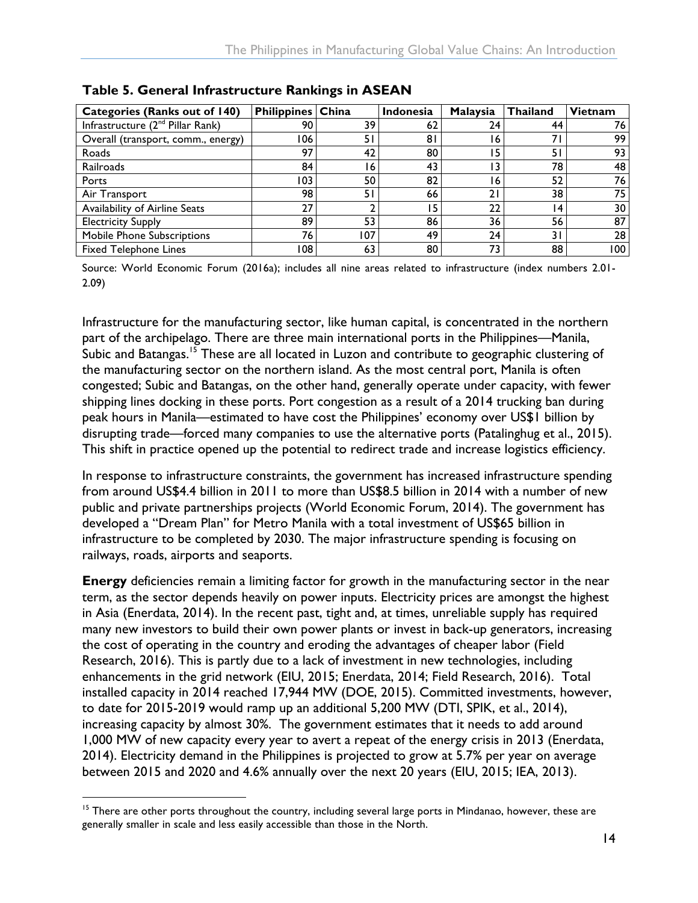**Table 5. General Infrastructure Rankings in ASEAN**

| Categories (Ranks out of 140) | Philippines | China | Indonesia | Malaysia | Thailand | Vietnam |
|---|---|---|---|---|---|---|
| Infrastructure (2nd Pillar Rank) | 90 | 39 | 62 | 24 | 44 | 76 |
| Overall (transport, comm., energy) | 106 | 51 | 81 | 16 | 71 | 99 |
| Roads | 97 | 42 | 80 | 15 | 51 | 93 |
| Railroads | 84 | 16 | 43 | 13 | 78 | 48 |
| Ports | 103 | 50 | 82 | 16 | 52 | 76 |
| Air Transport | 98 | 51 | 66 | 21 | 38 | 75 |
| Availability of Airline Seats | 27 | 2 | 15 | 22 | 14 | 30 |
| Electricity Supply | 89 | 53 | 86 | 36 | 56 | 87 |
| Mobile Phone Subscriptions | 76 | 107 | 49 | 24 | 31 | 28 |
| Fixed Telephone Lines | 108 | 63 | 80 | 73 | 88 | 100 |

Source: World Economic Forum (2016a); includes all nine areas related to infrastructure (index numbers 2.01-2.09)

Infrastructure for the manufacturing sector, like human capital, is concentrated in the northern part of the archipelago. There are three main international ports in the Philippines—Manila, Subic and Batangas.[15] These are all located in Luzon and contribute to geographic clustering of the manufacturing sector on the northern island. As the most central port, Manila is often congested; Subic and Batangas, on the other hand, generally operate under capacity, with fewer shipping lines docking in these ports. Port congestion as a result of a 2014 trucking ban during peak hours in Manila—estimated to have cost the Philippines' economy over US$1 billion by disrupting trade—forced many companies to use the alternative ports (Patalinghug et al., 2015). This shift in practice opened up the potential to redirect trade and increase logistics efficiency.

In response to infrastructure constraints, the government has increased infrastructure spending from around US$4.4 billion in 2011 to more than US$8.5 billion in 2014 with a number of new public and private partnerships projects (World Economic Forum, 2014). The government has developed a "Dream Plan" for Metro Manila with a total investment of US$65 billion in infrastructure to be completed by 2030. The major infrastructure spending is focusing on railways, roads, airports and seaports.

**Energy** deficiencies remain a limiting factor for growth in the manufacturing sector in the near term, as the sector depends heavily on power inputs. Electricity prices are amongst the highest in Asia (Enerdata, 2014). In the recent past, tight and, at times, unreliable supply has required many new investors to build their own power plants or invest in back-up generators, increasing the cost of operating in the country and eroding the advantages of cheaper labor (Field Research, 2016). This is partly due to a lack of investment in new technologies, including enhancements in the grid network (EIU, 2015; Enerdata, 2014; Field Research, 2016). Total installed capacity in 2014 reached 17,944 MW (DOE, 2015). Committed investments, however, to date for 2015-2019 would ramp up an additional 5,200 MW (DTI, SPIK, et al., 2014), increasing capacity by almost 30%. The government estimates that it needs to add around 1,000 MW of new capacity every year to avert a repeat of the energy crisis in 2013 (Enerdata, 2014). Electricity demand in the Philippines is projected to grow at 5.7% per year on average between 2015 and 2020 and 4.6% annually over the next 20 years (EIU, 2015; IEA, 2013).

[15] There are other ports throughout the country, including several large ports in Mindanao, however, these are generally smaller in scale and less easily accessible than those in the North.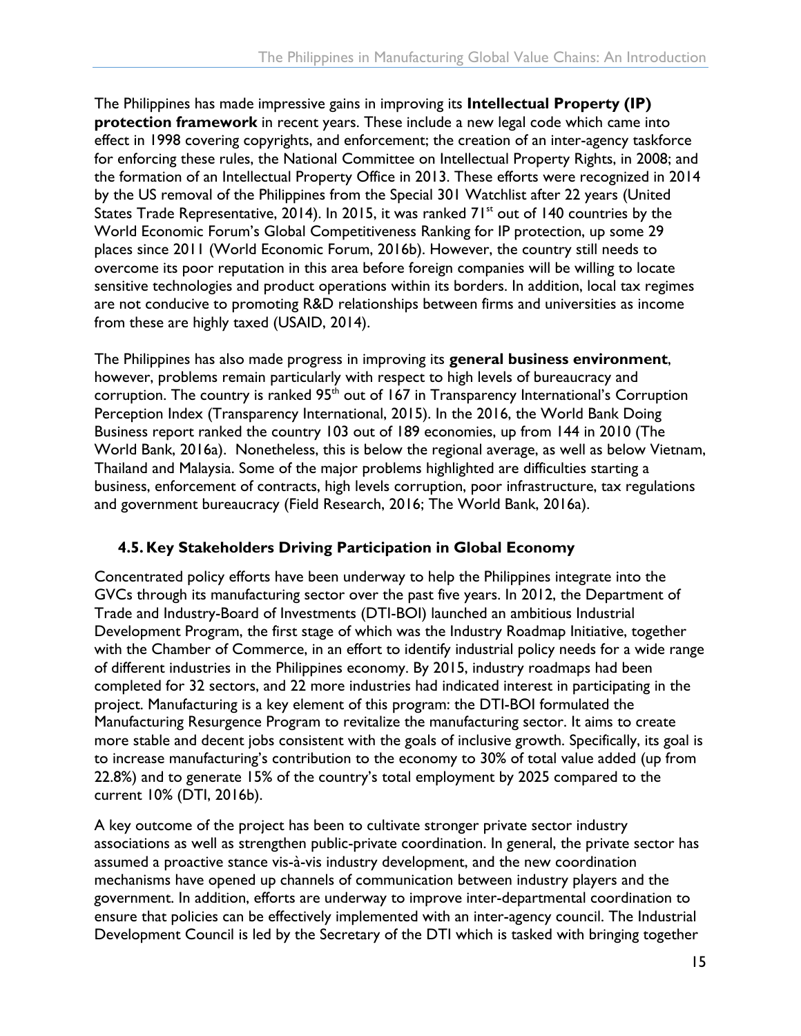The Philippines has made impressive gains in improving its **Intellectual Property (IP) protection framework** in recent years. These include a new legal code which came into effect in 1998 covering copyrights, and enforcement; the creation of an inter-agency taskforce for enforcing these rules, the National Committee on Intellectual Property Rights, in 2008; and the formation of an Intellectual Property Office in 2013. These efforts were recognized in 2014 by the US removal of the Philippines from the Special 301 Watchlist after 22 years (United States Trade Representative, 2014). In 2015, it was ranked 71st out of 140 countries by the World Economic Forum's Global Competitiveness Ranking for IP protection, up some 29 places since 2011 (World Economic Forum, 2016b). However, the country still needs to overcome its poor reputation in this area before foreign companies will be willing to locate sensitive technologies and product operations within its borders. In addition, local tax regimes are not conducive to promoting R&D relationships between firms and universities as income from these are highly taxed (USAID, 2014).

The Philippines has also made progress in improving its **general business environment**, however, problems remain particularly with respect to high levels of bureaucracy and corruption. The country is ranked 95th out of 167 in Transparency International's Corruption Perception Index (Transparency International, 2015). In the 2016, the World Bank Doing Business report ranked the country 103 out of 189 economies, up from 144 in 2010 (The World Bank, 2016a). Nonetheless, this is below the regional average, as well as below Vietnam, Thailand and Malaysia. Some of the major problems highlighted are difficulties starting a business, enforcement of contracts, high levels corruption, poor infrastructure, tax regulations and government bureaucracy (Field Research, 2016; The World Bank, 2016a).

### 4.5. Key Stakeholders Driving Participation in Global Economy

Concentrated policy efforts have been underway to help the Philippines integrate into the GVCs through its manufacturing sector over the past five years. In 2012, the Department of Trade and Industry-Board of Investments (DTI-BOI) launched an ambitious Industrial Development Program, the first stage of which was the Industry Roadmap Initiative, together with the Chamber of Commerce, in an effort to identify industrial policy needs for a wide range of different industries in the Philippines economy. By 2015, industry roadmaps had been completed for 32 sectors, and 22 more industries had indicated interest in participating in the project. Manufacturing is a key element of this program: the DTI-BOI formulated the Manufacturing Resurgence Program to revitalize the manufacturing sector. It aims to create more stable and decent jobs consistent with the goals of inclusive growth. Specifically, its goal is to increase manufacturing's contribution to the economy to 30% of total value added (up from 22.8%) and to generate 15% of the country's total employment by 2025 compared to the current 10% (DTI, 2016b).

A key outcome of the project has been to cultivate stronger private sector industry associations as well as strengthen public-private coordination. In general, the private sector has assumed a proactive stance vis-à-vis industry development, and the new coordination mechanisms have opened up channels of communication between industry players and the government. In addition, efforts are underway to improve inter-departmental coordination to ensure that policies can be effectively implemented with an inter-agency council. The Industrial Development Council is led by the Secretary of the DTI which is tasked with bringing together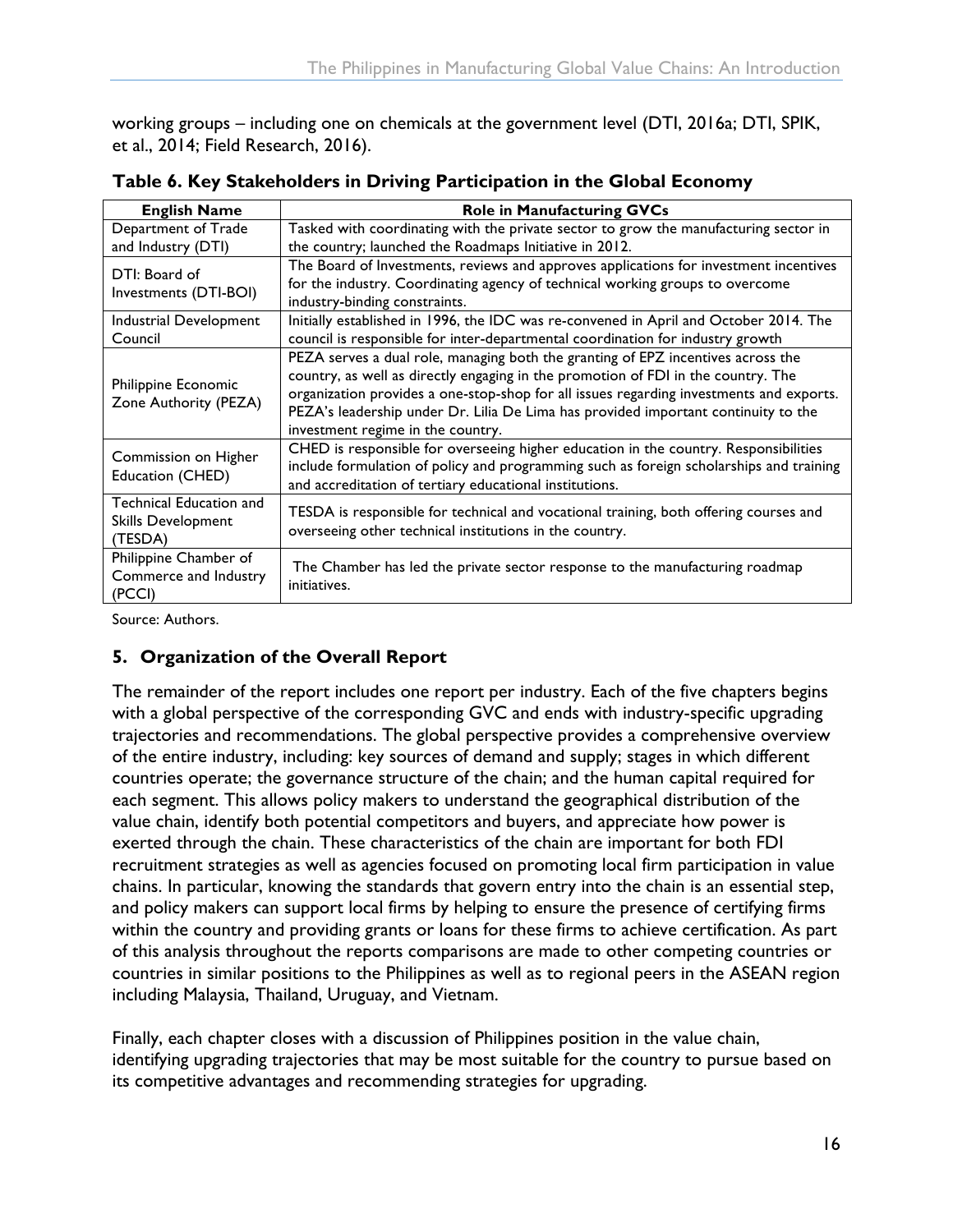working groups – including one on chemicals at the government level (DTI, 2016a; DTI, SPIK, et al., 2014; Field Research, 2016).

**Table 6. Key Stakeholders in Driving Participation in the Global Economy**

| English Name | Role in Manufacturing GVCs |
|---|---|
| Department of Trade and Industry (DTI) | Tasked with coordinating with the private sector to grow the manufacturing sector in the country; launched the Roadmaps Initiative in 2012. |
| DTI: Board of Investments (DTI-BOI) | The Board of Investments, reviews and approves applications for investment incentives for the industry. Coordinating agency of technical working groups to overcome industry-binding constraints. |
| Industrial Development Council | Initially established in 1996, the IDC was re-convened in April and October 2014. The council is responsible for inter-departmental coordination for industry growth |
| Philippine Economic Zone Authority (PEZA) | PEZA serves a dual role, managing both the granting of EPZ incentives across the country, as well as directly engaging in the promotion of FDI in the country. The organization provides a one-stop-shop for all issues regarding investments and exports. PEZA's leadership under Dr. Lilia De Lima has provided important continuity to the investment regime in the country. |
| Commission on Higher Education (CHED) | CHED is responsible for overseeing higher education in the country. Responsibilities include formulation of policy and programming such as foreign scholarships and training and accreditation of tertiary educational institutions. |
| Technical Education and Skills Development (TESDA) | TESDA is responsible for technical and vocational training, both offering courses and overseeing other technical institutions in the country. |
| Philippine Chamber of Commerce and Industry (PCCI) | The Chamber has led the private sector response to the manufacturing roadmap initiatives. |

Source: Authors.

## 5. Organization of the Overall Report

The remainder of the report includes one report per industry. Each of the five chapters begins with a global perspective of the corresponding GVC and ends with industry-specific upgrading trajectories and recommendations. The global perspective provides a comprehensive overview of the entire industry, including: key sources of demand and supply; stages in which different countries operate; the governance structure of the chain; and the human capital required for each segment. This allows policy makers to understand the geographical distribution of the value chain, identify both potential competitors and buyers, and appreciate how power is exerted through the chain. These characteristics of the chain are important for both FDI recruitment strategies as well as agencies focused on promoting local firm participation in value chains. In particular, knowing the standards that govern entry into the chain is an essential step, and policy makers can support local firms by helping to ensure the presence of certifying firms within the country and providing grants or loans for these firms to achieve certification. As part of this analysis throughout the reports comparisons are made to other competing countries or countries in similar positions to the Philippines as well as to regional peers in the ASEAN region including Malaysia, Thailand, Uruguay, and Vietnam.

Finally, each chapter closes with a discussion of Philippines position in the value chain, identifying upgrading trajectories that may be most suitable for the country to pursue based on its competitive advantages and recommending strategies for upgrading.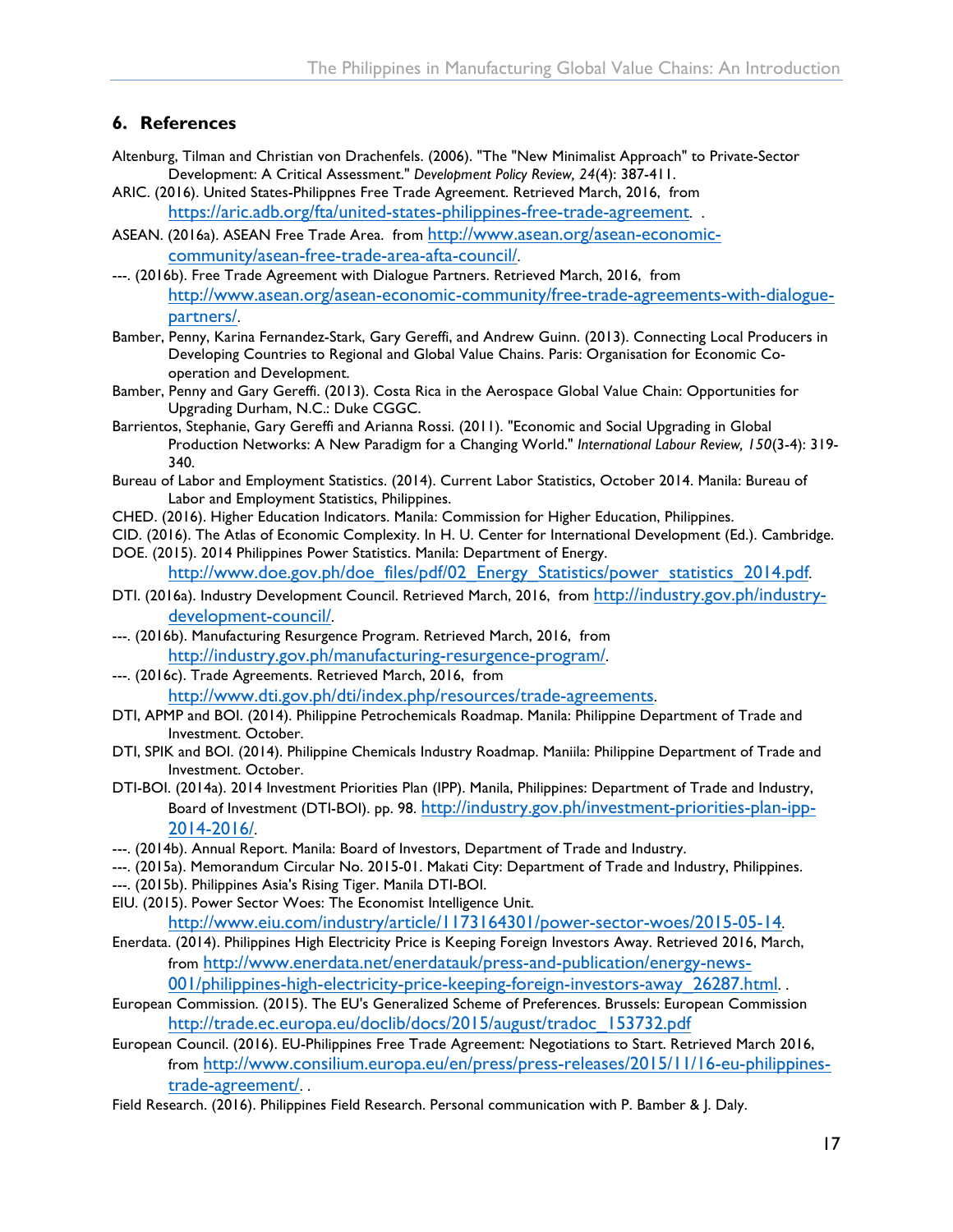## 6. References

Altenburg, Tilman and Christian von Drachenfels. (2006). "The "New Minimalist Approach" to Private-Sector Development: A Critical Assessment." *Development Policy Review, 24*(4): 387-411.

ARIC. (2016). United States-Philippnes Free Trade Agreement. Retrieved March, 2016, from https://aric.adb.org/fta/united-states-philippines-free-trade-agreement. .

ASEAN. (2016a). ASEAN Free Trade Area. from http://www.asean.org/asean-economic-community/asean-free-trade-area-afta-council/.

---. (2016b). Free Trade Agreement with Dialogue Partners. Retrieved March, 2016, from http://www.asean.org/asean-economic-community/free-trade-agreements-with-dialogue-partners/.

Bamber, Penny, Karina Fernandez-Stark, Gary Gereffi, and Andrew Guinn. (2013). Connecting Local Producers in Developing Countries to Regional and Global Value Chains. Paris: Organisation for Economic Co-operation and Development.

Bamber, Penny and Gary Gereffi. (2013). Costa Rica in the Aerospace Global Value Chain: Opportunities for Upgrading Durham, N.C.: Duke CGGC.

Barrientos, Stephanie, Gary Gereffi and Arianna Rossi. (2011). "Economic and Social Upgrading in Global Production Networks: A New Paradigm for a Changing World." *International Labour Review, 150*(3-4): 319-340.

Bureau of Labor and Employment Statistics. (2014). Current Labor Statistics, October 2014. Manila: Bureau of Labor and Employment Statistics, Philippines.

CHED. (2016). Higher Education Indicators. Manila: Commission for Higher Education, Philippines.

CID. (2016). The Atlas of Economic Complexity. In H. U. Center for International Development (Ed.). Cambridge.

DOE. (2015). 2014 Philippines Power Statistics. Manila: Department of Energy. http://www.doe.gov.ph/doe_files/pdf/02_Energy_Statistics/power_statistics_2014.pdf.

DTI. (2016a). Industry Development Council. Retrieved March, 2016, from http://industry.gov.ph/industry-development-council/.

---. (2016b). Manufacturing Resurgence Program. Retrieved March, 2016, from http://industry.gov.ph/manufacturing-resurgence-program/.

---. (2016c). Trade Agreements. Retrieved March, 2016, from http://www.dti.gov.ph/dti/index.php/resources/trade-agreements.

DTI, APMP and BOI. (2014). Philippine Petrochemicals Roadmap. Manila: Philippine Department of Trade and Investment. October.

DTI, SPIK and BOI. (2014). Philippine Chemicals Industry Roadmap. Maniila: Philippine Department of Trade and Investment. October.

DTI-BOI. (2014a). 2014 Investment Priorities Plan (IPP). Manila, Philippines: Department of Trade and Industry, Board of Investment (DTI-BOI). pp. 98. http://industry.gov.ph/investment-priorities-plan-ipp-2014-2016/.

---. (2014b). Annual Report. Manila: Board of Investors, Department of Trade and Industry.

---. (2015a). Memorandum Circular No. 2015-01. Makati City: Department of Trade and Industry, Philippines.

---. (2015b). Philippines Asia's Rising Tiger. Manila DTI-BOI.

EIU. (2015). Power Sector Woes: The Economist Intelligence Unit. http://www.eiu.com/industry/article/1173164301/power-sector-woes/2015-05-14.

Enerdata. (2014). Philippines High Electricity Price is Keeping Foreign Investors Away. Retrieved 2016, March, from http://www.enerdata.net/enerdatauk/press-and-publication/energy-news-001/philippines-high-electricity-price-keeping-foreign-investors-away_26287.html. .

European Commission. (2015). The EU's Generalized Scheme of Preferences. Brussels: European Commission http://trade.ec.europa.eu/doclib/docs/2015/august/tradoc_153732.pdf

European Council. (2016). EU-Philippines Free Trade Agreement: Negotiations to Start. Retrieved March 2016, from http://www.consilium.europa.eu/en/press/press-releases/2015/11/16-eu-philippines-trade-agreement/. .

Field Research. (2016). Philippines Field Research. Personal communication with P. Bamber & J. Daly.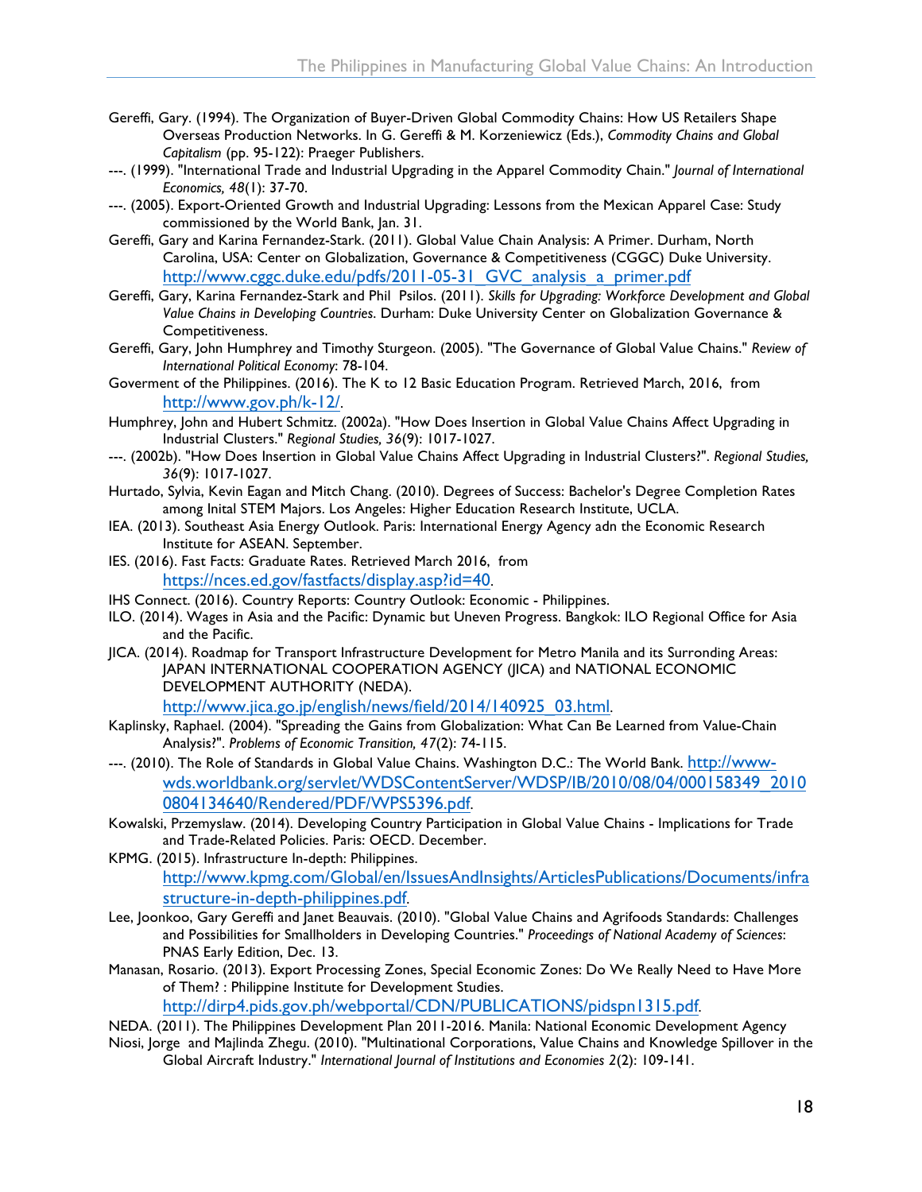Gereffi, Gary. (1994). The Organization of Buyer-Driven Global Commodity Chains: How US Retailers Shape Overseas Production Networks. In G. Gereffi & M. Korzeniewicz (Eds.), *Commodity Chains and Global Capitalism* (pp. 95-122): Praeger Publishers.

---. (1999). "International Trade and Industrial Upgrading in the Apparel Commodity Chain." *Journal of International Economics, 48*(1): 37-70.

---. (2005). Export-Oriented Growth and Industrial Upgrading: Lessons from the Mexican Apparel Case: Study commissioned by the World Bank, Jan. 31.

Gereffi, Gary and Karina Fernandez-Stark. (2011). Global Value Chain Analysis: A Primer. Durham, North Carolina, USA: Center on Globalization, Governance & Competitiveness (CGGC) Duke University. http://www.cggc.duke.edu/pdfs/2011-05-31_GVC_analysis_a_primer.pdf

Gereffi, Gary, Karina Fernandez-Stark and Phil Psilos. (2011). *Skills for Upgrading: Workforce Development and Global Value Chains in Developing Countries*. Durham: Duke University Center on Globalization Governance & Competitiveness.

Gereffi, Gary, John Humphrey and Timothy Sturgeon. (2005). "The Governance of Global Value Chains." *Review of International Political Economy*: 78-104.

Goverment of the Philippines. (2016). The K to 12 Basic Education Program. Retrieved March, 2016, from http://www.gov.ph/k-12/.

Humphrey, John and Hubert Schmitz. (2002a). "How Does Insertion in Global Value Chains Affect Upgrading in Industrial Clusters." *Regional Studies, 36*(9): 1017-1027.

---. (2002b). "How Does Insertion in Global Value Chains Affect Upgrading in Industrial Clusters?". *Regional Studies, 36*(9): 1017-1027.

Hurtado, Sylvia, Kevin Eagan and Mitch Chang. (2010). Degrees of Success: Bachelor's Degree Completion Rates among Inital STEM Majors. Los Angeles: Higher Education Research Institute, UCLA.

IEA. (2013). Southeast Asia Energy Outlook. Paris: International Energy Agency adn the Economic Research Institute for ASEAN. September.

IES. (2016). Fast Facts: Graduate Rates. Retrieved March 2016, from https://nces.ed.gov/fastfacts/display.asp?id=40.

IHS Connect. (2016). Country Reports: Country Outlook: Economic - Philippines.

ILO. (2014). Wages in Asia and the Pacific: Dynamic but Uneven Progress. Bangkok: ILO Regional Office for Asia and the Pacific.

JICA. (2014). Roadmap for Transport Infrastructure Development for Metro Manila and its Surronding Areas: JAPAN INTERNATIONAL COOPERATION AGENCY (JICA) and NATIONAL ECONOMIC DEVELOPMENT AUTHORITY (NEDA). http://www.jica.go.jp/english/news/field/2014/140925_03.html.

Kaplinsky, Raphael. (2004). "Spreading the Gains from Globalization: What Can Be Learned from Value-Chain Analysis?". *Problems of Economic Transition, 47*(2): 74-115.

---. (2010). The Role of Standards in Global Value Chains. Washington D.C.: The World Bank. http://www-wds.worldbank.org/servlet/WDSContentServer/WDSP/IB/2010/08/04/000158349_20100804134640/Rendered/PDF/WPS5396.pdf.

Kowalski, Przemyslaw. (2014). Developing Country Participation in Global Value Chains - Implications for Trade and Trade-Related Policies. Paris: OECD. December.

KPMG. (2015). Infrastructure In-depth: Philippines. http://www.kpmg.com/Global/en/IssuesAndInsights/ArticlesPublications/Documents/infrastructure-in-depth-philippines.pdf.

Lee, Joonkoo, Gary Gereffi and Janet Beauvais. (2010). "Global Value Chains and Agrifoods Standards: Challenges and Possibilities for Smallholders in Developing Countries." *Proceedings of National Academy of Sciences*: PNAS Early Edition, Dec. 13.

Manasan, Rosario. (2013). Export Processing Zones, Special Economic Zones: Do We Really Need to Have More of Them? : Philippine Institute for Development Studies. http://dirp4.pids.gov.ph/webportal/CDN/PUBLICATIONS/pidspn1315.pdf.

NEDA. (2011). The Philippines Development Plan 2011-2016. Manila: National Economic Development Agency

Niosi, Jorge and Majlinda Zhegu. (2010). "Multinational Corporations, Value Chains and Knowledge Spillover in the Global Aircraft Industry." *International Journal of Institutions and Economies 2*(2): 109-141.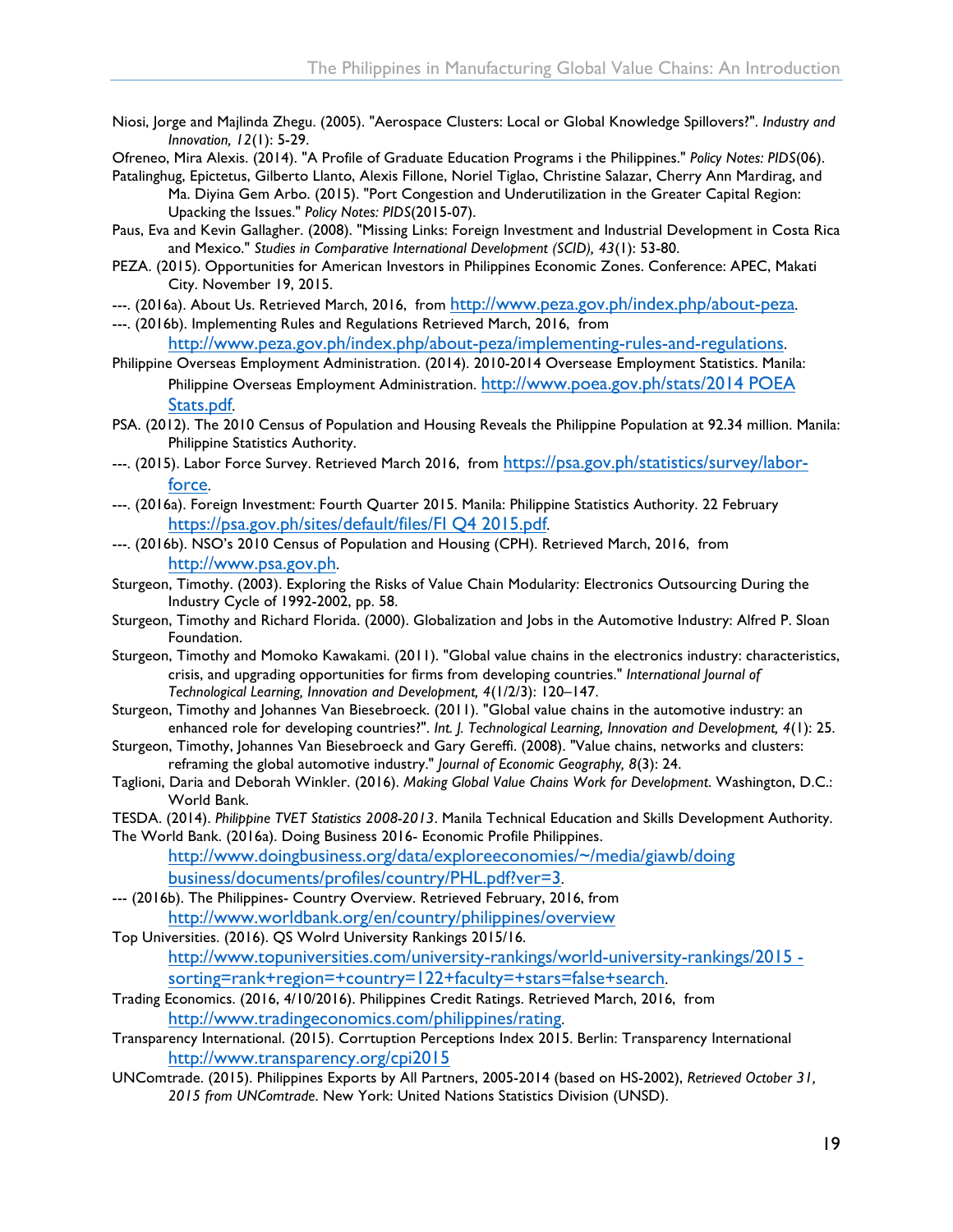Niosi, Jorge and Majlinda Zhegu. (2005). "Aerospace Clusters: Local or Global Knowledge Spillovers?". *Industry and Innovation, 12*(1): 5-29.

Ofreneo, Mira Alexis. (2014). "A Profile of Graduate Education Programs i the Philippines." *Policy Notes: PIDS*(06).

Patalinghug, Epictetus, Gilberto Llanto, Alexis Fillone, Noriel Tiglao, Christine Salazar, Cherry Ann Mardirag, and Ma. Diyina Gem Arbo. (2015). "Port Congestion and Underutilization in the Greater Capital Region: Upacking the Issues." *Policy Notes: PIDS*(2015-07).

Paus, Eva and Kevin Gallagher. (2008). "Missing Links: Foreign Investment and Industrial Development in Costa Rica and Mexico." *Studies in Comparative International Development (SCID), 43*(1): 53-80.

PEZA. (2015). Opportunities for American Investors in Philippines Economic Zones. Conference: APEC, Makati City. November 19, 2015.

---. (2016a). About Us. Retrieved March, 2016, from http://www.peza.gov.ph/index.php/about-peza.

---. (2016b). Implementing Rules and Regulations Retrieved March, 2016, from http://www.peza.gov.ph/index.php/about-peza/implementing-rules-and-regulations.

Philippine Overseas Employment Administration. (2014). 2010-2014 Oversease Employment Statistics. Manila: Philippine Overseas Employment Administration. http://www.poea.gov.ph/stats/2014 POEA Stats.pdf.

PSA. (2012). The 2010 Census of Population and Housing Reveals the Philippine Population at 92.34 million. Manila: Philippine Statistics Authority.

---. (2015). Labor Force Survey. Retrieved March 2016, from https://psa.gov.ph/statistics/survey/labor-force.

---. (2016a). Foreign Investment: Fourth Quarter 2015. Manila: Philippine Statistics Authority. 22 February https://psa.gov.ph/sites/default/files/FI Q4 2015.pdf.

---. (2016b). NSO's 2010 Census of Population and Housing (CPH). Retrieved March, 2016, from http://www.psa.gov.ph.

Sturgeon, Timothy. (2003). Exploring the Risks of Value Chain Modularity: Electronics Outsourcing During the Industry Cycle of 1992-2002, pp. 58.

Sturgeon, Timothy and Richard Florida. (2000). Globalization and Jobs in the Automotive Industry: Alfred P. Sloan Foundation.

Sturgeon, Timothy and Momoko Kawakami. (2011). "Global value chains in the electronics industry: characteristics, crisis, and upgrading opportunities for firms from developing countries." *International Journal of Technological Learning, Innovation and Development, 4*(1/2/3): 120–147.

Sturgeon, Timothy and Johannes Van Biesebroeck. (2011). "Global value chains in the automotive industry: an enhanced role for developing countries?". *Int. J. Technological Learning, Innovation and Development, 4*(1): 25.

Sturgeon, Timothy, Johannes Van Biesebroeck and Gary Gereffi. (2008). "Value chains, networks and clusters: reframing the global automotive industry." *Journal of Economic Geography, 8*(3): 24.

Taglioni, Daria and Deborah Winkler. (2016). *Making Global Value Chains Work for Development*. Washington, D.C.: World Bank.

TESDA. (2014). *Philippine TVET Statistics 2008-2013*. Manila Technical Education and Skills Development Authority.

The World Bank. (2016a). Doing Business 2016- Economic Profile Philippines. http://www.doingbusiness.org/data/exploreeconomies/~/media/giawb/doing business/documents/profiles/country/PHL.pdf?ver=3.

--- (2016b). The Philippines- Country Overview. Retrieved February, 2016, from http://www.worldbank.org/en/country/philippines/overview

Top Universities. (2016). QS Wolrd University Rankings 2015/16. http://www.topuniversities.com/university-rankings/world-university-rankings/2015 - sorting=rank+region=+country=122+faculty=+stars=false+search.

Trading Economics. (2016, 4/10/2016). Philippines Credit Ratings. Retrieved March, 2016, from http://www.tradingeconomics.com/philippines/rating.

Transparency International. (2015). Corrtuption Perceptions Index 2015. Berlin: Transparency International http://www.transparency.org/cpi2015

UNComtrade. (2015). Philippines Exports by All Partners, 2005-2014 (based on HS-2002), *Retrieved October 31, 2015 from UNComtrade*. New York: United Nations Statistics Division (UNSD).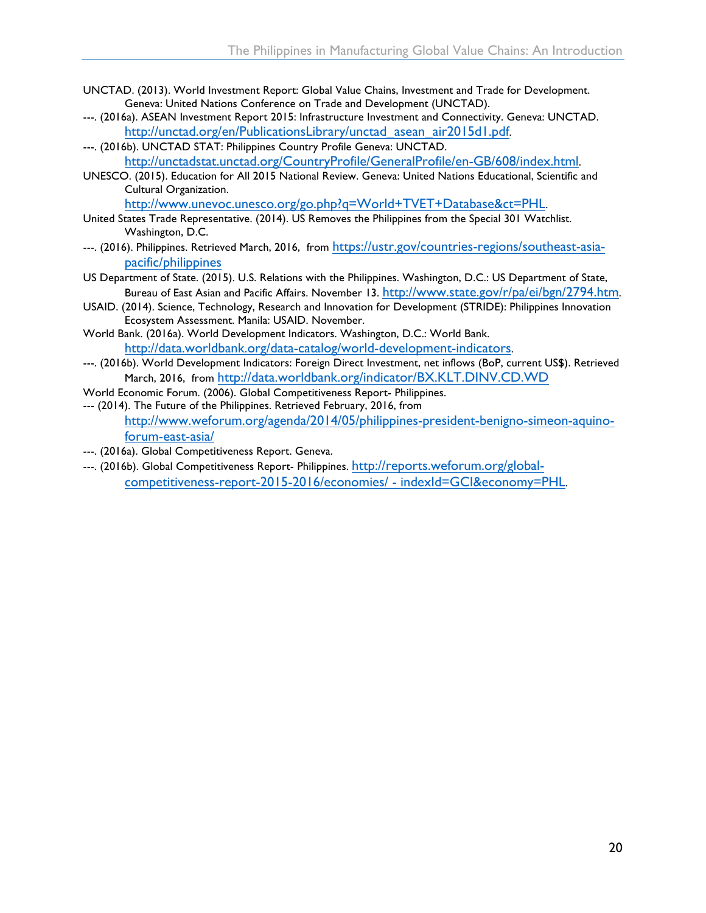UNCTAD. (2013). World Investment Report: Global Value Chains, Investment and Trade for Development. Geneva: United Nations Conference on Trade and Development (UNCTAD).

---. (2016a). ASEAN Investment Report 2015: Infrastructure Investment and Connectivity. Geneva: UNCTAD. http://unctad.org/en/PublicationsLibrary/unctad_asean_air2015d1.pdf.

---. (2016b). UNCTAD STAT: Philippines Country Profile Geneva: UNCTAD. http://unctadstat.unctad.org/CountryProfile/GeneralProfile/en-GB/608/index.html.

UNESCO. (2015). Education for All 2015 National Review. Geneva: United Nations Educational, Scientific and Cultural Organization. http://www.unevoc.unesco.org/go.php?q=World+TVET+Database&ct=PHL.

United States Trade Representative. (2014). US Removes the Philippines from the Special 301 Watchlist. Washington, D.C.

---. (2016). Philippines. Retrieved March, 2016, from https://ustr.gov/countries-regions/southeast-asia-pacific/philippines

US Department of State. (2015). U.S. Relations with the Philippines. Washington, D.C.: US Department of State, Bureau of East Asian and Pacific Affairs. November 13. http://www.state.gov/r/pa/ei/bgn/2794.htm.

USAID. (2014). Science, Technology, Research and Innovation for Development (STRIDE): Philippines Innovation Ecosystem Assessment. Manila: USAID. November.

World Bank. (2016a). World Development Indicators. Washington, D.C.: World Bank. http://data.worldbank.org/data-catalog/world-development-indicators.

---. (2016b). World Development Indicators: Foreign Direct Investment, net inflows (BoP, current US$). Retrieved March, 2016, from http://data.worldbank.org/indicator/BX.KLT.DINV.CD.WD

World Economic Forum. (2006). Global Competitiveness Report- Philippines.

--- (2014). The Future of the Philippines. Retrieved February, 2016, from http://www.weforum.org/agenda/2014/05/philippines-president-benigno-simeon-aquino-forum-east-asia/

---. (2016a). Global Competitiveness Report. Geneva.

---. (2016b). Global Competitiveness Report- Philippines. http://reports.weforum.org/global-competitiveness-report-2015-2016/economies/ - indexId=GCI&economy=PHL.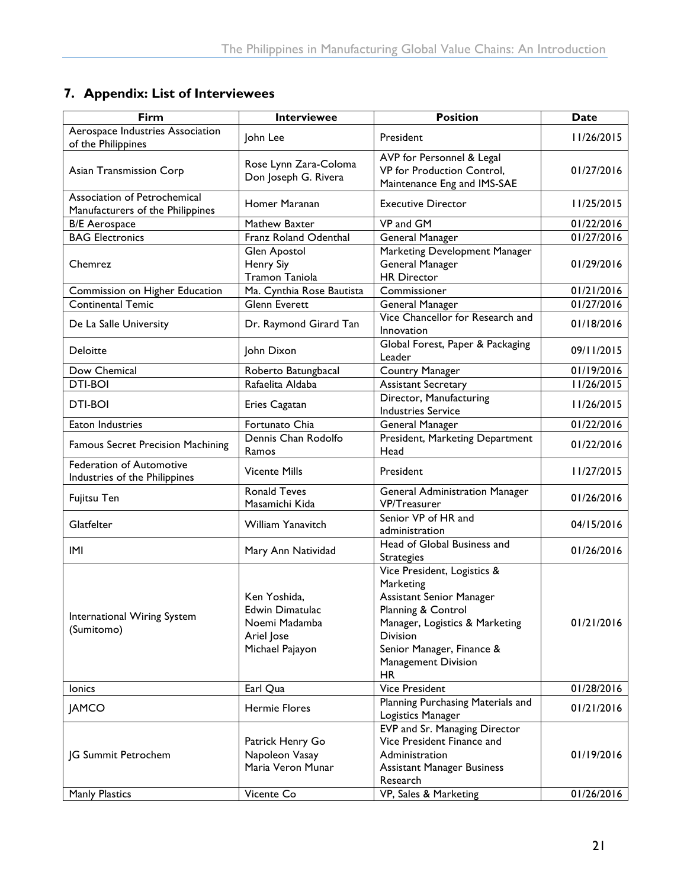## 7. Appendix: List of Interviewees

| Firm | Interviewee | Position | Date |
|---|---|---|---|
| Aerospace Industries Association of the Philippines | John Lee | President | 11/26/2015 |
| Asian Transmission Corp | Rose Lynn Zara-Coloma<br>Don Joseph G. Rivera | AVP for Personnel & Legal<br>VP for Production Control, Maintenance Eng and IMS-SAE | 01/27/2016 |
| Association of Petrochemical Manufacturers of the Philippines | Homer Maranan | Executive Director | 11/25/2015 |
| B/E Aerospace | Mathew Baxter | VP and GM | 01/22/2016 |
| BAG Electronics | Franz Roland Odenthal | General Manager | 01/27/2016 |
| Chemrez | Glen Apostol<br>Henry Siy<br>Tramon Taniola | Marketing Development Manager<br>General Manager<br>HR Director | 01/29/2016 |
| Commission on Higher Education | Ma. Cynthia Rose Bautista | Commissioner | 01/21/2016 |
| Continental Temic | Glenn Everett | General Manager | 01/27/2016 |
| De La Salle University | Dr. Raymond Girard Tan | Vice Chancellor for Research and Innovation | 01/18/2016 |
| Deloitte | John Dixon | Global Forest, Paper & Packaging Leader | 09/11/2015 |
| Dow Chemical | Roberto Batungbacal | Country Manager | 01/19/2016 |
| DTI-BOI | Rafaelita Aldaba | Assistant Secretary | 11/26/2015 |
| DTI-BOI | Eries Cagatan | Director, Manufacturing Industries Service | 11/26/2015 |
| Eaton Industries | Fortunato Chia | General Manager | 01/22/2016 |
| Famous Secret Precision Machining | Dennis Chan Rodolfo Ramos | President, Marketing Department Head | 01/22/2016 |
| Federation of Automotive Industries of the Philippines | Vicente Mills | President | 11/27/2015 |
| Fujitsu Ten | Ronald Teves<br>Masamichi Kida | General Administration Manager<br>VP/Treasurer | 01/26/2016 |
| Glatfelter | William Yanavitch | Senior VP of HR and administration | 04/15/2016 |
| IMI | Mary Ann Natividad | Head of Global Business and Strategies | 01/26/2016 |
| International Wiring System (Sumitomo) | Ken Yoshida,<br>Edwin Dimatulac<br>Noemi Madamba<br>Ariel Jose<br>Michael Pajayon | Vice President, Logistics & Marketing<br>Assistant Senior Manager Planning & Control<br>Manager, Logistics & Marketing Division<br>Senior Manager, Finance & Management Division<br>HR | 01/21/2016 |
| Ionics | Earl Qua | Vice President | 01/28/2016 |
| JAMCO | Hermie Flores | Planning Purchasing Materials and Logistics Manager | 01/21/2016 |
| JG Summit Petrochem | Patrick Henry Go<br>Napoleon Vasay<br>Maria Veron Munar | EVP and Sr. Managing Director<br>Vice President Finance and Administration<br>Assistant Manager Business Research | 01/19/2016 |
| Manly Plastics | Vicente Co | VP, Sales & Marketing | 01/26/2016 |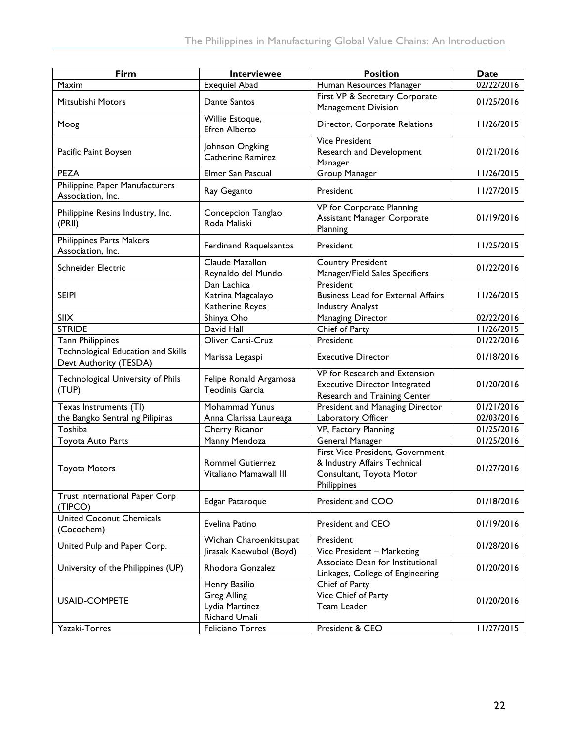| Firm | Interviewee | Position | Date |
| --- | --- | --- | --- |
| Maxim | Exequiel Abad | Human Resources Manager | 02/22/2016 |
| Mitsubishi Motors | Dante Santos | First VP & Secretary Corporate Management Division | 01/25/2016 |
| Moog | Willie Estoque, Efren Alberto | Director, Corporate Relations | 11/26/2015 |
| Pacific Paint Boysen | Johnson Ongking Catherine Ramirez | Vice President Research and Development Manager | 01/21/2016 |
| PEZA | Elmer San Pascual | Group Manager | 11/26/2015 |
| Philippine Paper Manufacturers Association, Inc. | Ray Geganto | President | 11/27/2015 |
| Philippine Resins Industry, Inc. (PRII) | Concepcion Tanglao Roda Maliski | VP for Corporate Planning Assistant Manager Corporate Planning | 01/19/2016 |
| Philippines Parts Makers Association, Inc. | Ferdinand Raquelsantos | President | 11/25/2015 |
| Schneider Electric | Claude Mazallon Reynaldo del Mundo | Country President Manager/Field Sales Specifiers | 01/22/2016 |
| SEIPI | Dan Lachica Katrina Magcalayo Katherine Reyes | President Business Lead for External Affairs Industry Analyst | 11/26/2015 |
| SIIX | Shinya Oho | Managing Director | 02/22/2016 |
| STRIDE | David Hall | Chief of Party | 11/26/2015 |
| Tann Philippines | Oliver Carsi-Cruz | President | 01/22/2016 |
| Technological Education and Skills Devt Authority (TESDA) | Marissa Legaspi | Executive Director | 01/18/2016 |
| Technological University of Phils (TUP) | Felipe Ronald Argamosa Teodinis Garcia | VP for Research and Extension Executive Director Integrated Research and Training Center | 01/20/2016 |
| Texas Instruments (TI) | Mohammad Yunus | President and Managing Director | 01/21/2016 |
| the Bangko Sentral ng Pilipinas | Anna Clarissa Laureaga | Laboratory Officer | 02/03/2016 |
| Toshiba | Cherry Ricanor | VP, Factory Planning | 01/25/2016 |
| Toyota Auto Parts | Manny Mendoza | General Manager | 01/25/2016 |
| Toyota Motors | Rommel Gutierrez Vitaliano Mamawall III | First Vice President, Government & Industry Affairs Technical Consultant, Toyota Motor Philippines | 01/27/2016 |
| Trust International Paper Corp (TIPCO) | Edgar Pataroque | President and COO | 01/18/2016 |
| United Coconut Chemicals (Cocochem) | Evelina Patino | President and CEO | 01/19/2016 |
| United Pulp and Paper Corp. | Wichan Charoenkitsupat Jirasak Kaewubol (Boyd) | President Vice President – Marketing | 01/28/2016 |
| University of the Philippines (UP) | Rhodora Gonzalez | Associate Dean for Institutional Linkages, College of Engineering | 01/20/2016 |
| USAID-COMPETE | Henry Basilio Greg Alling Lydia Martinez Richard Umali | Chief of Party Vice Chief of Party Team Leader | 01/20/2016 |
| Yazaki-Torres | Feliciano Torres | President & CEO | 11/27/2015 |